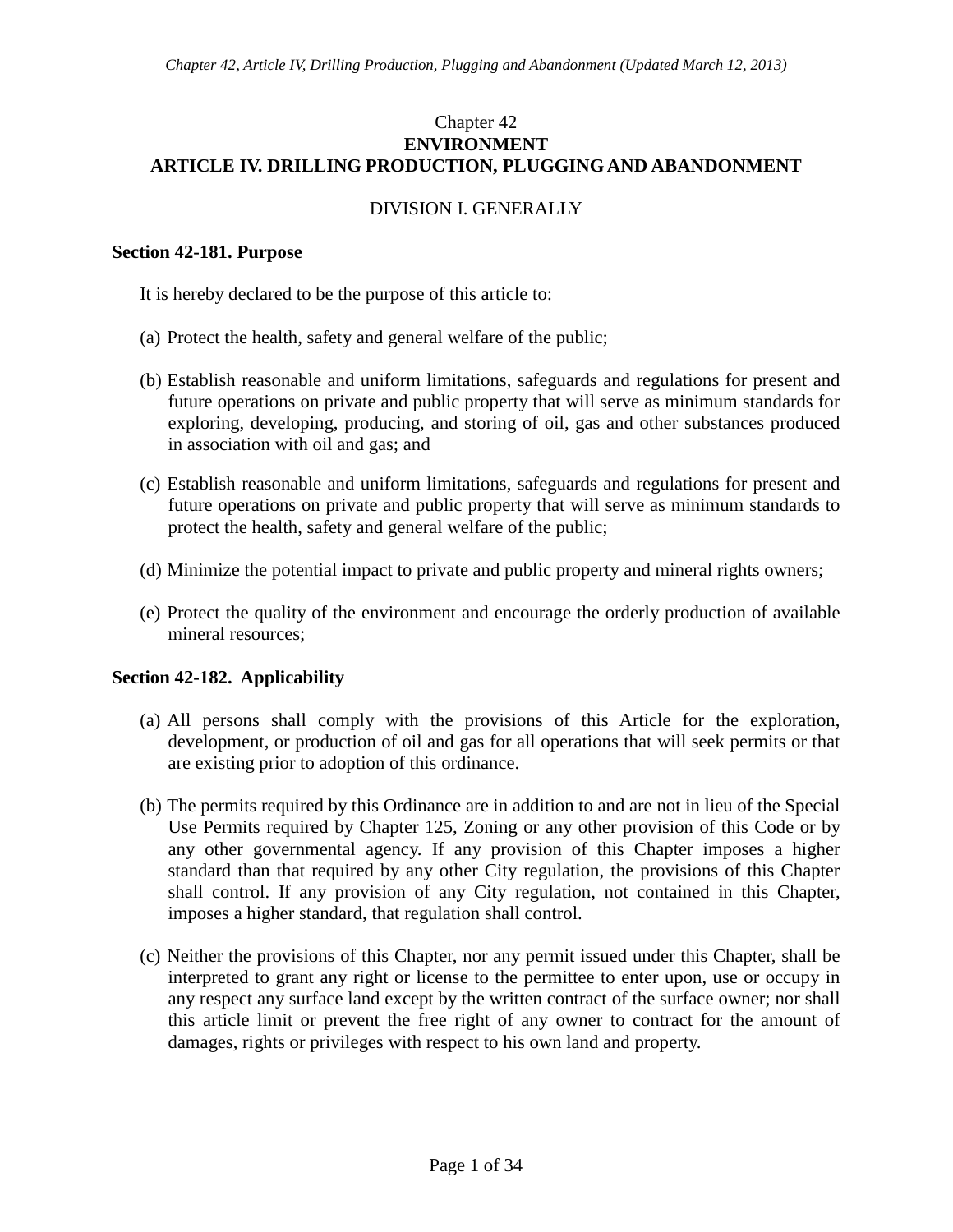# Chapter 42
# ENVIRONMENT
# ARTICLE IV. DRILLING PRODUCTION, PLUGGING AND ABANDONMENT

## DIVISION I. GENERALLY

### Section 42-181. Purpose

It is hereby declared to be the purpose of this article to:

(a) Protect the health, safety and general welfare of the public;

(b) Establish reasonable and uniform limitations, safeguards and regulations for present and future operations on private and public property that will serve as minimum standards for exploring, developing, producing, and storing of oil, gas and other substances produced in association with oil and gas; and

(c) Establish reasonable and uniform limitations, safeguards and regulations for present and future operations on private and public property that will serve as minimum standards to protect the health, safety and general welfare of the public;

(d) Minimize the potential impact to private and public property and mineral rights owners;

(e) Protect the quality of the environment and encourage the orderly production of available mineral resources;

### Section 42-182. Applicability

(a) All persons shall comply with the provisions of this Article for the exploration, development, or production of oil and gas for all operations that will seek permits or that are existing prior to adoption of this ordinance.

(b) The permits required by this Ordinance are in addition to and are not in lieu of the Special Use Permits required by Chapter 125, Zoning or any other provision of this Code or by any other governmental agency. If any provision of this Chapter imposes a higher standard than that required by any other City regulation, the provisions of this Chapter shall control. If any provision of any City regulation, not contained in this Chapter, imposes a higher standard, that regulation shall control.

(c) Neither the provisions of this Chapter, nor any permit issued under this Chapter, shall be interpreted to grant any right or license to the permittee to enter upon, use or occupy in any respect any surface land except by the written contract of the surface owner; nor shall this article limit or prevent the free right of any owner to contract for the amount of damages, rights or privileges with respect to his own land and property.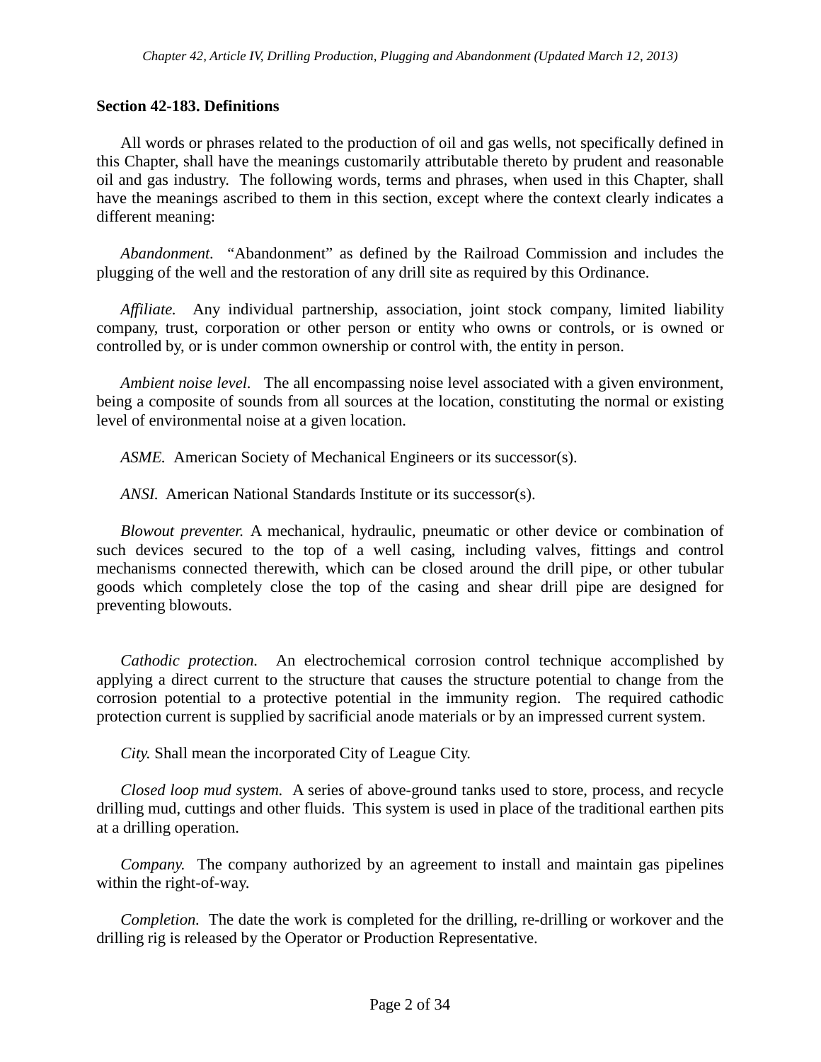## Section 42-183. Definitions

All words or phrases related to the production of oil and gas wells, not specifically defined in this Chapter, shall have the meanings customarily attributable thereto by prudent and reasonable oil and gas industry. The following words, terms and phrases, when used in this Chapter, shall have the meanings ascribed to them in this section, except where the context clearly indicates a different meaning:

*Abandonment.* "Abandonment" as defined by the Railroad Commission and includes the plugging of the well and the restoration of any drill site as required by this Ordinance.

*Affiliate.* Any individual partnership, association, joint stock company, limited liability company, trust, corporation or other person or entity who owns or controls, or is owned or controlled by, or is under common ownership or control with, the entity in person.

*Ambient noise level.* The all encompassing noise level associated with a given environment, being a composite of sounds from all sources at the location, constituting the normal or existing level of environmental noise at a given location.

*ASME.* American Society of Mechanical Engineers or its successor(s).

*ANSI.* American National Standards Institute or its successor(s).

*Blowout preventer.* A mechanical, hydraulic, pneumatic or other device or combination of such devices secured to the top of a well casing, including valves, fittings and control mechanisms connected therewith, which can be closed around the drill pipe, or other tubular goods which completely close the top of the casing and shear drill pipe are designed for preventing blowouts.

*Cathodic protection.* An electrochemical corrosion control technique accomplished by applying a direct current to the structure that causes the structure potential to change from the corrosion potential to a protective potential in the immunity region. The required cathodic protection current is supplied by sacrificial anode materials or by an impressed current system.

*City.* Shall mean the incorporated City of League City.

*Closed loop mud system.* A series of above-ground tanks used to store, process, and recycle drilling mud, cuttings and other fluids. This system is used in place of the traditional earthen pits at a drilling operation.

*Company.* The company authorized by an agreement to install and maintain gas pipelines within the right-of-way.

*Completion.* The date the work is completed for the drilling, re-drilling or workover and the drilling rig is released by the Operator or Production Representative.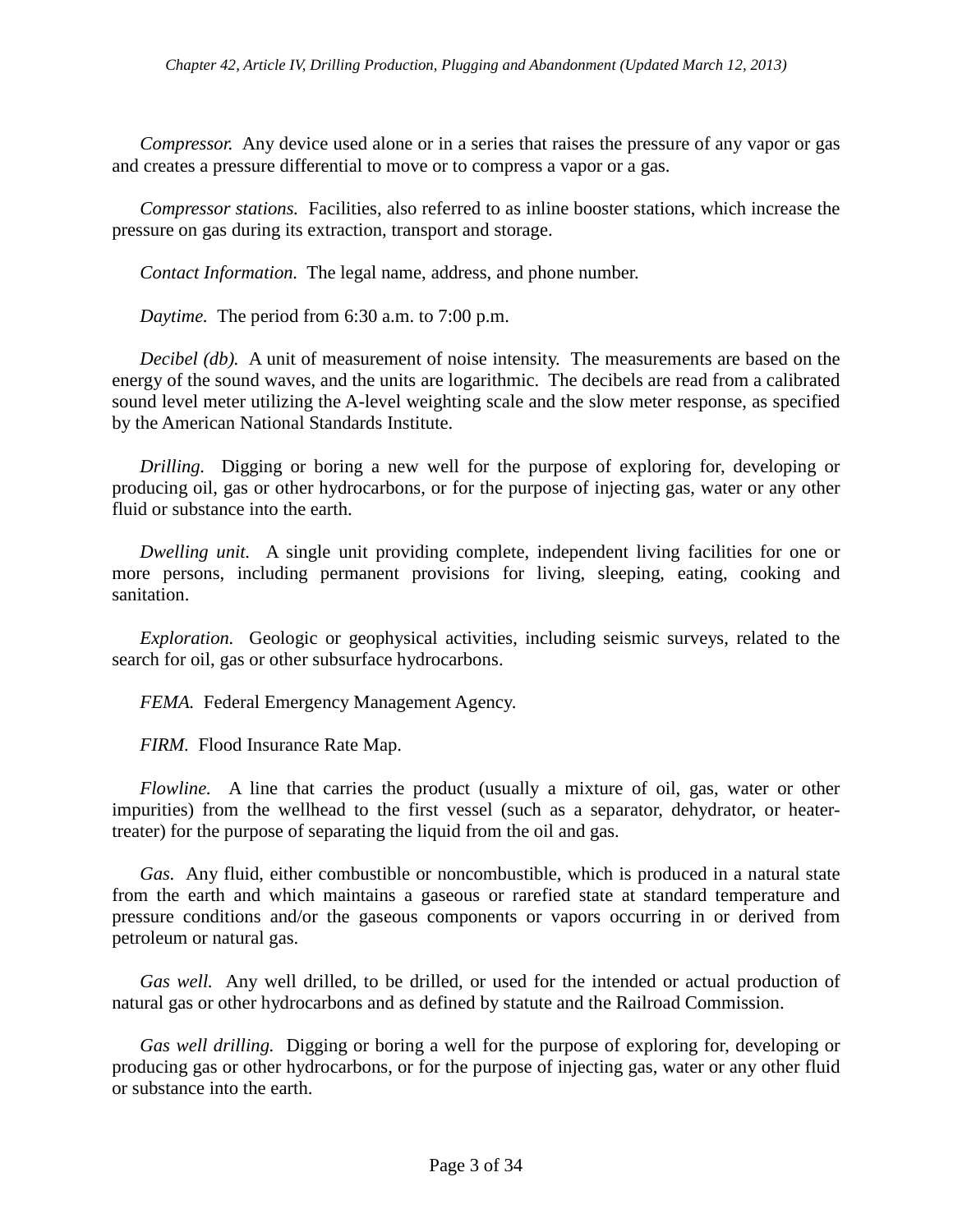*Compressor.* Any device used alone or in a series that raises the pressure of any vapor or gas and creates a pressure differential to move or to compress a vapor or a gas.

*Compressor stations.* Facilities, also referred to as inline booster stations, which increase the pressure on gas during its extraction, transport and storage.

*Contact Information.* The legal name, address, and phone number.

*Daytime.* The period from 6:30 a.m. to 7:00 p.m.

*Decibel (db).* A unit of measurement of noise intensity. The measurements are based on the energy of the sound waves, and the units are logarithmic. The decibels are read from a calibrated sound level meter utilizing the A-level weighting scale and the slow meter response, as specified by the American National Standards Institute.

*Drilling.* Digging or boring a new well for the purpose of exploring for, developing or producing oil, gas or other hydrocarbons, or for the purpose of injecting gas, water or any other fluid or substance into the earth.

*Dwelling unit.* A single unit providing complete, independent living facilities for one or more persons, including permanent provisions for living, sleeping, eating, cooking and sanitation.

*Exploration.* Geologic or geophysical activities, including seismic surveys, related to the search for oil, gas or other subsurface hydrocarbons.

*FEMA.* Federal Emergency Management Agency.

*FIRM.* Flood Insurance Rate Map.

*Flowline.* A line that carries the product (usually a mixture of oil, gas, water or other impurities) from the wellhead to the first vessel (such as a separator, dehydrator, or heater-treater) for the purpose of separating the liquid from the oil and gas.

*Gas.* Any fluid, either combustible or noncombustible, which is produced in a natural state from the earth and which maintains a gaseous or rarefied state at standard temperature and pressure conditions and/or the gaseous components or vapors occurring in or derived from petroleum or natural gas.

*Gas well.* Any well drilled, to be drilled, or used for the intended or actual production of natural gas or other hydrocarbons and as defined by statute and the Railroad Commission.

*Gas well drilling.* Digging or boring a well for the purpose of exploring for, developing or producing gas or other hydrocarbons, or for the purpose of injecting gas, water or any other fluid or substance into the earth.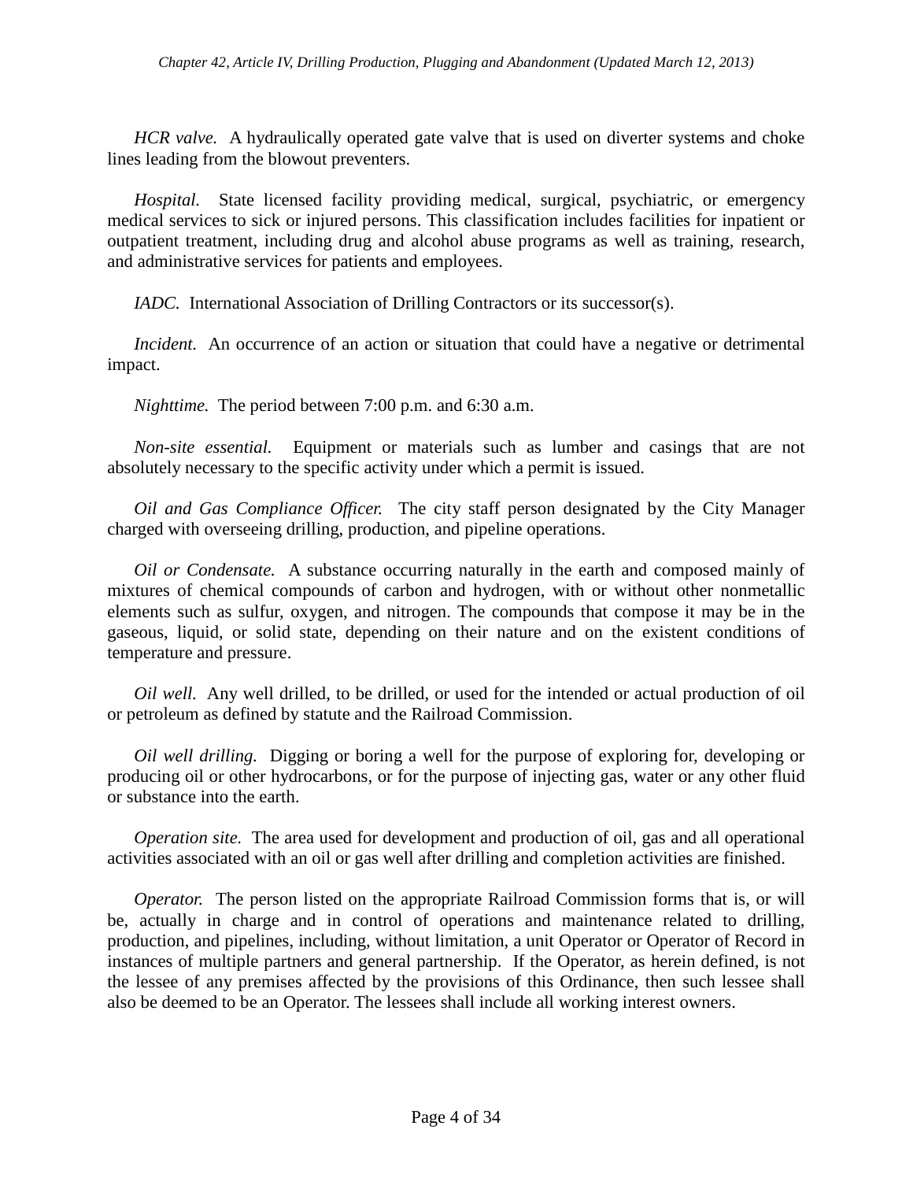*HCR valve.* A hydraulically operated gate valve that is used on diverter systems and choke lines leading from the blowout preventers.

*Hospital.* State licensed facility providing medical, surgical, psychiatric, or emergency medical services to sick or injured persons. This classification includes facilities for inpatient or outpatient treatment, including drug and alcohol abuse programs as well as training, research, and administrative services for patients and employees.

*IADC.* International Association of Drilling Contractors or its successor(s).

*Incident.* An occurrence of an action or situation that could have a negative or detrimental impact.

*Nighttime.* The period between 7:00 p.m. and 6:30 a.m.

*Non-site essential.* Equipment or materials such as lumber and casings that are not absolutely necessary to the specific activity under which a permit is issued.

*Oil and Gas Compliance Officer.* The city staff person designated by the City Manager charged with overseeing drilling, production, and pipeline operations.

*Oil or Condensate.* A substance occurring naturally in the earth and composed mainly of mixtures of chemical compounds of carbon and hydrogen, with or without other nonmetallic elements such as sulfur, oxygen, and nitrogen. The compounds that compose it may be in the gaseous, liquid, or solid state, depending on their nature and on the existent conditions of temperature and pressure.

*Oil well.* Any well drilled, to be drilled, or used for the intended or actual production of oil or petroleum as defined by statute and the Railroad Commission.

*Oil well drilling.* Digging or boring a well for the purpose of exploring for, developing or producing oil or other hydrocarbons, or for the purpose of injecting gas, water or any other fluid or substance into the earth.

*Operation site.* The area used for development and production of oil, gas and all operational activities associated with an oil or gas well after drilling and completion activities are finished.

*Operator.* The person listed on the appropriate Railroad Commission forms that is, or will be, actually in charge and in control of operations and maintenance related to drilling, production, and pipelines, including, without limitation, a unit Operator or Operator of Record in instances of multiple partners and general partnership. If the Operator, as herein defined, is not the lessee of any premises affected by the provisions of this Ordinance, then such lessee shall also be deemed to be an Operator. The lessees shall include all working interest owners.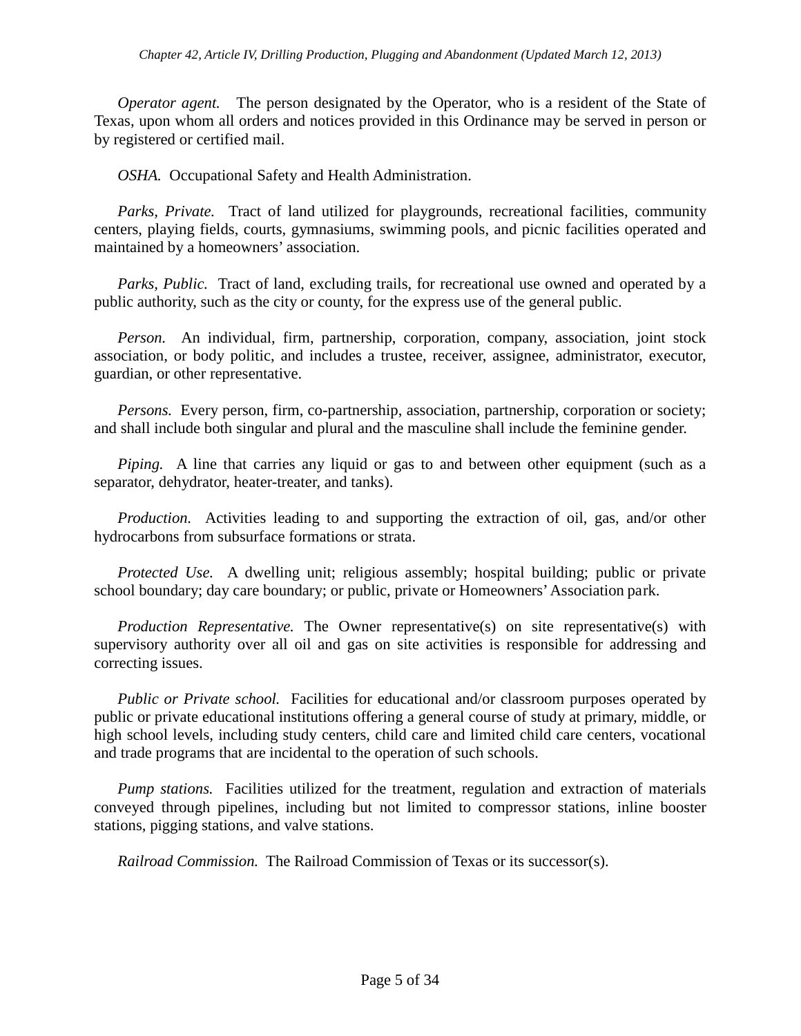*Operator agent.* The person designated by the Operator, who is a resident of the State of Texas, upon whom all orders and notices provided in this Ordinance may be served in person or by registered or certified mail.

*OSHA.* Occupational Safety and Health Administration.

*Parks, Private.* Tract of land utilized for playgrounds, recreational facilities, community centers, playing fields, courts, gymnasiums, swimming pools, and picnic facilities operated and maintained by a homeowners' association.

*Parks, Public.* Tract of land, excluding trails, for recreational use owned and operated by a public authority, such as the city or county, for the express use of the general public.

*Person.* An individual, firm, partnership, corporation, company, association, joint stock association, or body politic, and includes a trustee, receiver, assignee, administrator, executor, guardian, or other representative.

*Persons.* Every person, firm, co-partnership, association, partnership, corporation or society; and shall include both singular and plural and the masculine shall include the feminine gender.

*Piping.* A line that carries any liquid or gas to and between other equipment (such as a separator, dehydrator, heater-treater, and tanks).

*Production.* Activities leading to and supporting the extraction of oil, gas, and/or other hydrocarbons from subsurface formations or strata.

*Protected Use.* A dwelling unit; religious assembly; hospital building; public or private school boundary; day care boundary; or public, private or Homeowners' Association park.

*Production Representative.* The Owner representative(s) on site representative(s) with supervisory authority over all oil and gas on site activities is responsible for addressing and correcting issues.

*Public or Private school.* Facilities for educational and/or classroom purposes operated by public or private educational institutions offering a general course of study at primary, middle, or high school levels, including study centers, child care and limited child care centers, vocational and trade programs that are incidental to the operation of such schools.

*Pump stations.* Facilities utilized for the treatment, regulation and extraction of materials conveyed through pipelines, including but not limited to compressor stations, inline booster stations, pigging stations, and valve stations.

*Railroad Commission.* The Railroad Commission of Texas or its successor(s).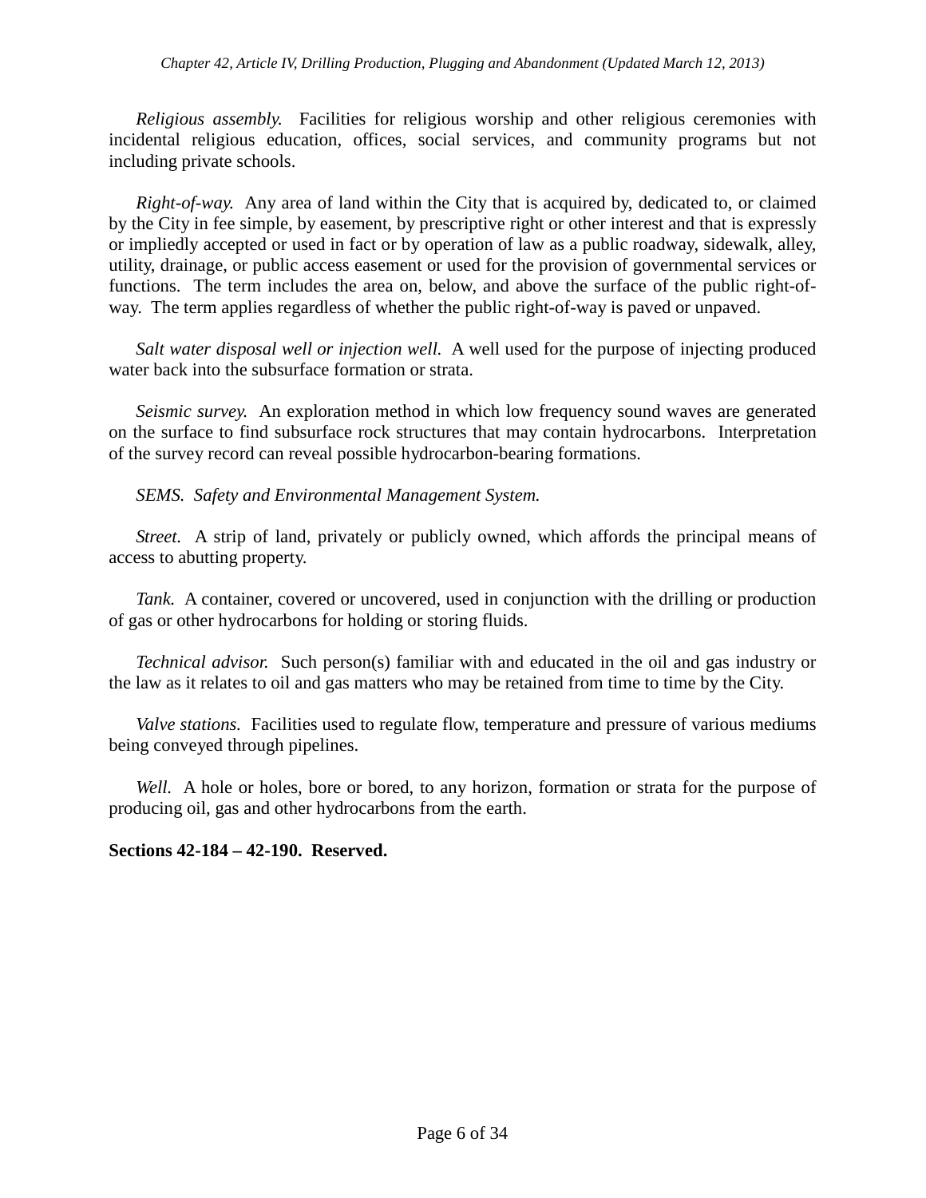*Religious assembly.* Facilities for religious worship and other religious ceremonies with incidental religious education, offices, social services, and community programs but not including private schools.

*Right-of-way.* Any area of land within the City that is acquired by, dedicated to, or claimed by the City in fee simple, by easement, by prescriptive right or other interest and that is expressly or impliedly accepted or used in fact or by operation of law as a public roadway, sidewalk, alley, utility, drainage, or public access easement or used for the provision of governmental services or functions. The term includes the area on, below, and above the surface of the public right-of-way. The term applies regardless of whether the public right-of-way is paved or unpaved.

*Salt water disposal well or injection well.* A well used for the purpose of injecting produced water back into the subsurface formation or strata.

*Seismic survey.* An exploration method in which low frequency sound waves are generated on the surface to find subsurface rock structures that may contain hydrocarbons. Interpretation of the survey record can reveal possible hydrocarbon-bearing formations.

*SEMS. Safety and Environmental Management System.*

*Street.* A strip of land, privately or publicly owned, which affords the principal means of access to abutting property.

*Tank.* A container, covered or uncovered, used in conjunction with the drilling or production of gas or other hydrocarbons for holding or storing fluids.

*Technical advisor.* Such person(s) familiar with and educated in the oil and gas industry or the law as it relates to oil and gas matters who may be retained from time to time by the City.

*Valve stations.* Facilities used to regulate flow, temperature and pressure of various mediums being conveyed through pipelines.

*Well.* A hole or holes, bore or bored, to any horizon, formation or strata for the purpose of producing oil, gas and other hydrocarbons from the earth.

**Sections 42-184 – 42-190. Reserved.**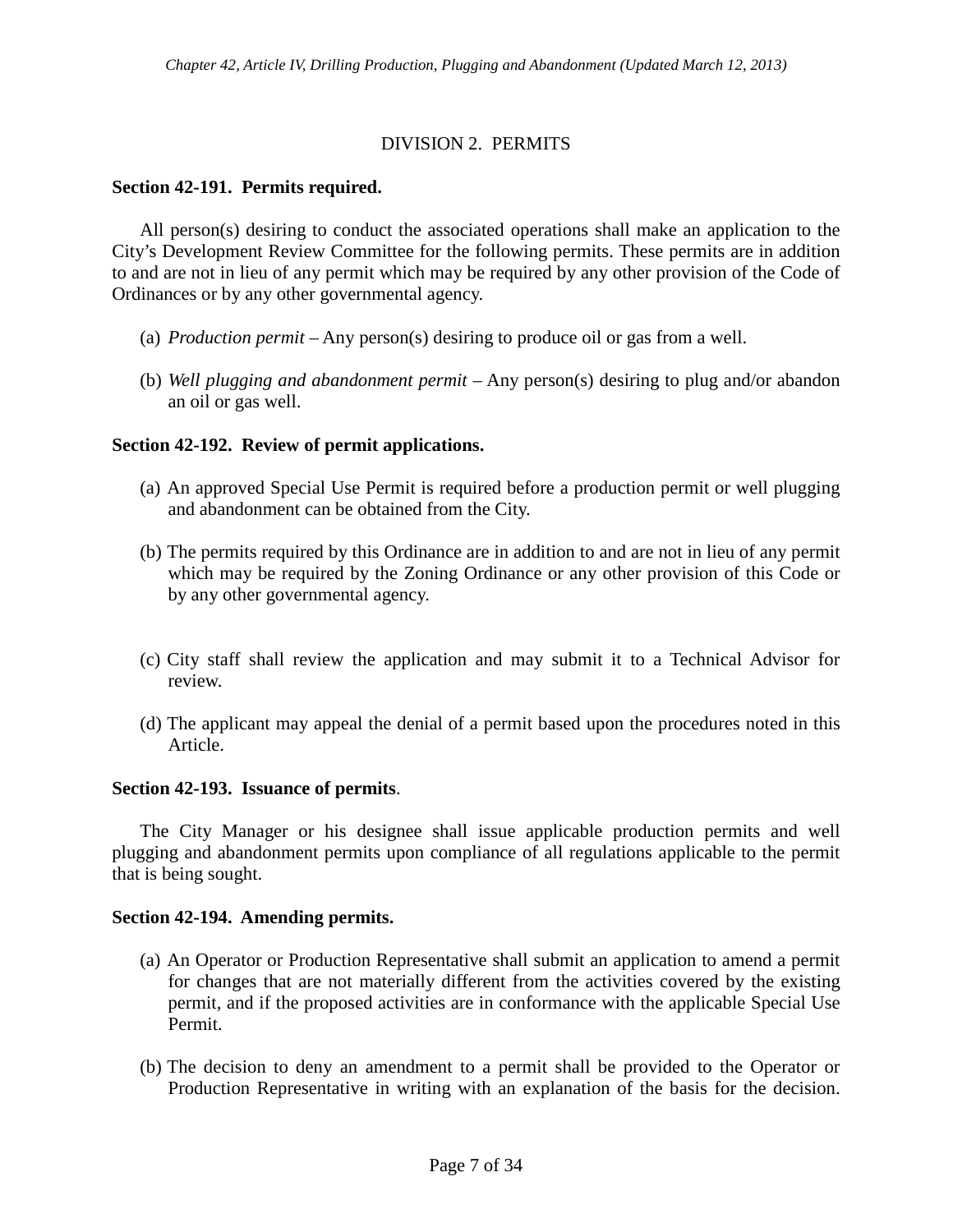## DIVISION 2. PERMITS

**Section 42-191. Permits required.**

All person(s) desiring to conduct the associated operations shall make an application to the City's Development Review Committee for the following permits. These permits are in addition to and are not in lieu of any permit which may be required by any other provision of the Code of Ordinances or by any other governmental agency.

(a) *Production permit* – Any person(s) desiring to produce oil or gas from a well.

(b) *Well plugging and abandonment permit* – Any person(s) desiring to plug and/or abandon an oil or gas well.

**Section 42-192. Review of permit applications.**

(a) An approved Special Use Permit is required before a production permit or well plugging and abandonment can be obtained from the City.

(b) The permits required by this Ordinance are in addition to and are not in lieu of any permit which may be required by the Zoning Ordinance or any other provision of this Code or by any other governmental agency.

(c) City staff shall review the application and may submit it to a Technical Advisor for review.

(d) The applicant may appeal the denial of a permit based upon the procedures noted in this Article.

**Section 42-193. Issuance of permits.**

The City Manager or his designee shall issue applicable production permits and well plugging and abandonment permits upon compliance of all regulations applicable to the permit that is being sought.

**Section 42-194. Amending permits.**

(a) An Operator or Production Representative shall submit an application to amend a permit for changes that are not materially different from the activities covered by the existing permit, and if the proposed activities are in conformance with the applicable Special Use Permit.

(b) The decision to deny an amendment to a permit shall be provided to the Operator or Production Representative in writing with an explanation of the basis for the decision.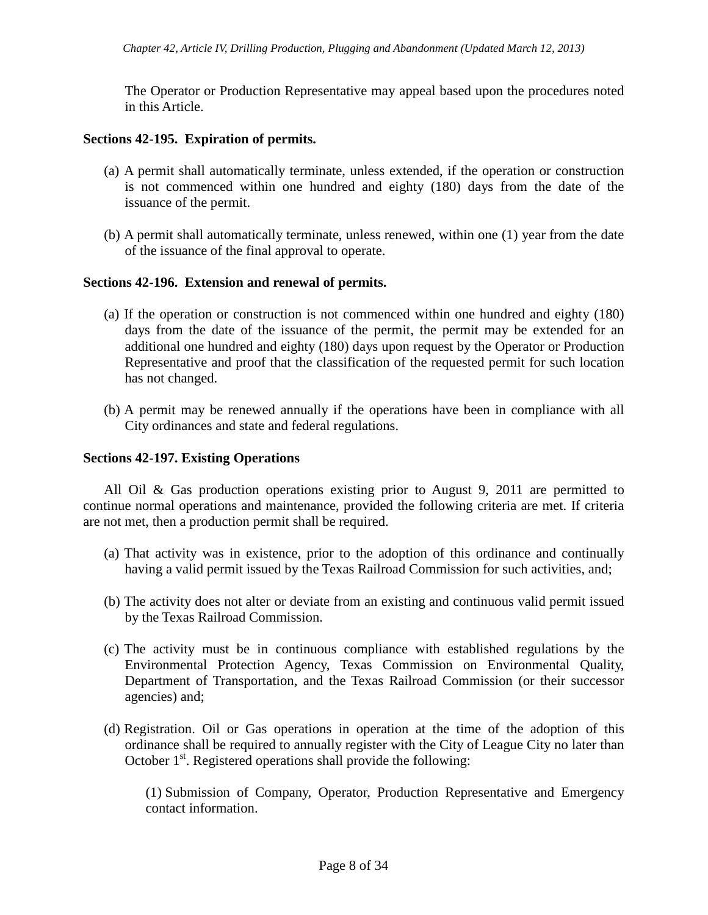The Operator or Production Representative may appeal based upon the procedures noted in this Article.

**Sections 42-195. Expiration of permits.**

(a) A permit shall automatically terminate, unless extended, if the operation or construction is not commenced within one hundred and eighty (180) days from the date of the issuance of the permit.

(b) A permit shall automatically terminate, unless renewed, within one (1) year from the date of the issuance of the final approval to operate.

**Sections 42-196. Extension and renewal of permits.**

(a) If the operation or construction is not commenced within one hundred and eighty (180) days from the date of the issuance of the permit, the permit may be extended for an additional one hundred and eighty (180) days upon request by the Operator or Production Representative and proof that the classification of the requested permit for such location has not changed.

(b) A permit may be renewed annually if the operations have been in compliance with all City ordinances and state and federal regulations.

**Sections 42-197. Existing Operations**

All Oil & Gas production operations existing prior to August 9, 2011 are permitted to continue normal operations and maintenance, provided the following criteria are met. If criteria are not met, then a production permit shall be required.

(a) That activity was in existence, prior to the adoption of this ordinance and continually having a valid permit issued by the Texas Railroad Commission for such activities, and;

(b) The activity does not alter or deviate from an existing and continuous valid permit issued by the Texas Railroad Commission.

(c) The activity must be in continuous compliance with established regulations by the Environmental Protection Agency, Texas Commission on Environmental Quality, Department of Transportation, and the Texas Railroad Commission (or their successor agencies) and;

(d) Registration. Oil or Gas operations in operation at the time of the adoption of this ordinance shall be required to annually register with the City of League City no later than October 1st. Registered operations shall provide the following:

(1) Submission of Company, Operator, Production Representative and Emergency contact information.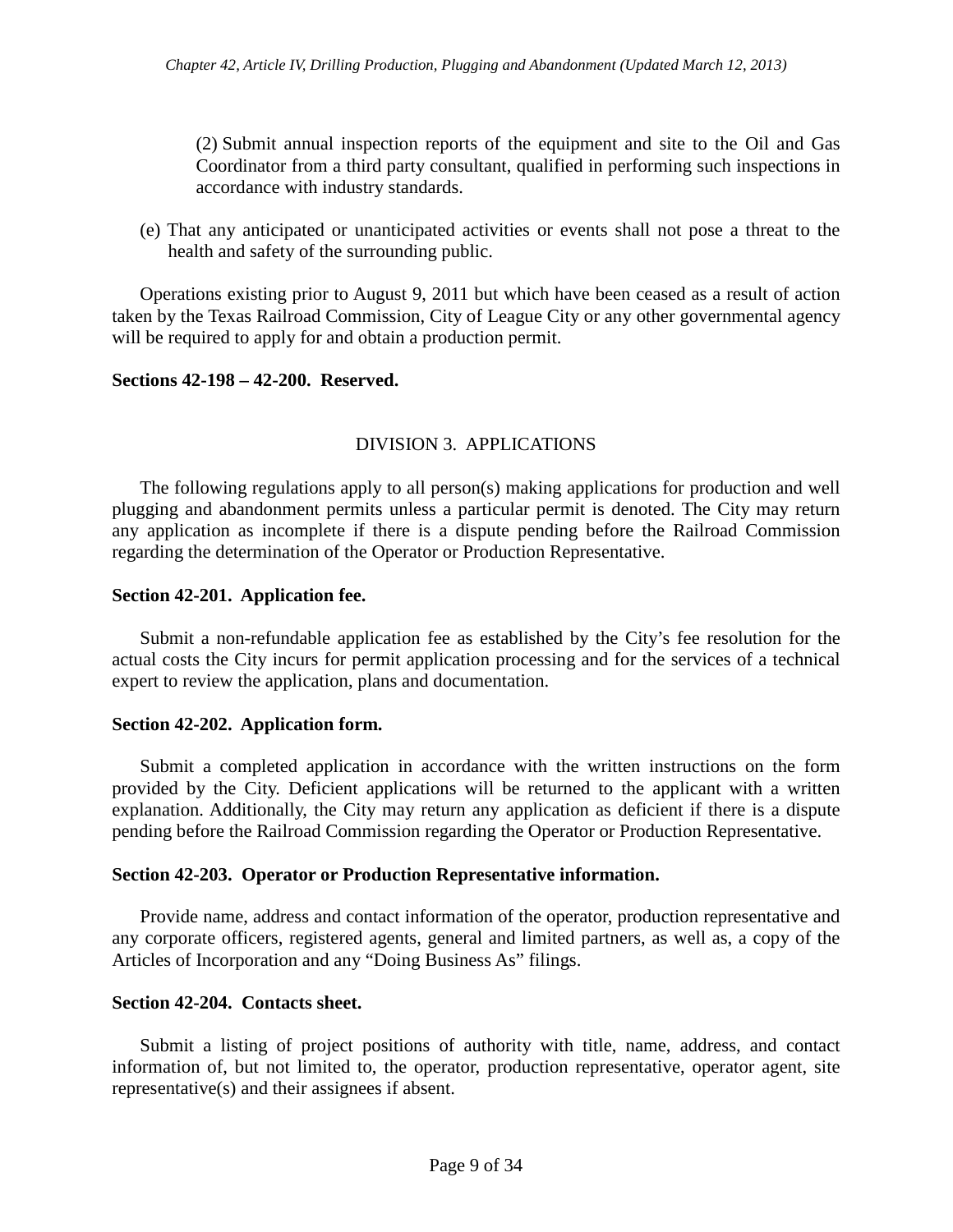(2) Submit annual inspection reports of the equipment and site to the Oil and Gas Coordinator from a third party consultant, qualified in performing such inspections in accordance with industry standards.

(e) That any anticipated or unanticipated activities or events shall not pose a threat to the health and safety of the surrounding public.

Operations existing prior to August 9, 2011 but which have been ceased as a result of action taken by the Texas Railroad Commission, City of League City or any other governmental agency will be required to apply for and obtain a production permit.

**Sections 42-198 – 42-200. Reserved.**

## DIVISION 3. APPLICATIONS

The following regulations apply to all person(s) making applications for production and well plugging and abandonment permits unless a particular permit is denoted. The City may return any application as incomplete if there is a dispute pending before the Railroad Commission regarding the determination of the Operator or Production Representative.

**Section 42-201. Application fee.**

Submit a non-refundable application fee as established by the City's fee resolution for the actual costs the City incurs for permit application processing and for the services of a technical expert to review the application, plans and documentation.

**Section 42-202. Application form.**

Submit a completed application in accordance with the written instructions on the form provided by the City. Deficient applications will be returned to the applicant with a written explanation. Additionally, the City may return any application as deficient if there is a dispute pending before the Railroad Commission regarding the Operator or Production Representative.

**Section 42-203. Operator or Production Representative information.**

Provide name, address and contact information of the operator, production representative and any corporate officers, registered agents, general and limited partners, as well as, a copy of the Articles of Incorporation and any "Doing Business As" filings.

**Section 42-204. Contacts sheet.**

Submit a listing of project positions of authority with title, name, address, and contact information of, but not limited to, the operator, production representative, operator agent, site representative(s) and their assignees if absent.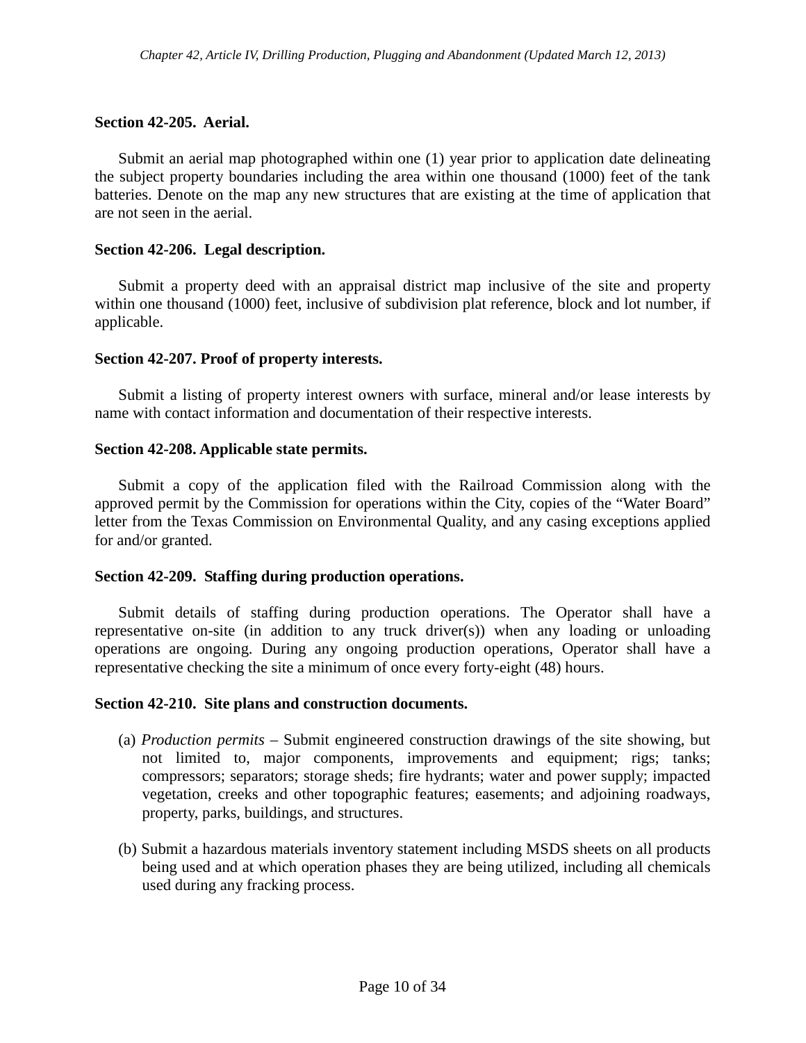### Section 42-205. Aerial.

Submit an aerial map photographed within one (1) year prior to application date delineating the subject property boundaries including the area within one thousand (1000) feet of the tank batteries. Denote on the map any new structures that are existing at the time of application that are not seen in the aerial.

### Section 42-206. Legal description.

Submit a property deed with an appraisal district map inclusive of the site and property within one thousand (1000) feet, inclusive of subdivision plat reference, block and lot number, if applicable.

### Section 42-207. Proof of property interests.

Submit a listing of property interest owners with surface, mineral and/or lease interests by name with contact information and documentation of their respective interests.

### Section 42-208. Applicable state permits.

Submit a copy of the application filed with the Railroad Commission along with the approved permit by the Commission for operations within the City, copies of the "Water Board" letter from the Texas Commission on Environmental Quality, and any casing exceptions applied for and/or granted.

### Section 42-209. Staffing during production operations.

Submit details of staffing during production operations. The Operator shall have a representative on-site (in addition to any truck driver(s)) when any loading or unloading operations are ongoing. During any ongoing production operations, Operator shall have a representative checking the site a minimum of once every forty-eight (48) hours.

### Section 42-210. Site plans and construction documents.

(a) *Production permits* – Submit engineered construction drawings of the site showing, but not limited to, major components, improvements and equipment; rigs; tanks; compressors; separators; storage sheds; fire hydrants; water and power supply; impacted vegetation, creeks and other topographic features; easements; and adjoining roadways, property, parks, buildings, and structures.

(b) Submit a hazardous materials inventory statement including MSDS sheets on all products being used and at which operation phases they are being utilized, including all chemicals used during any fracking process.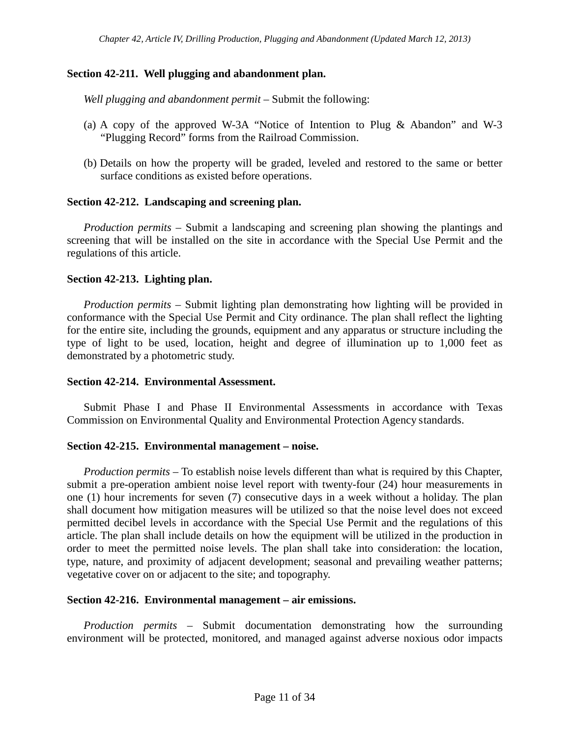**Section 42-211. Well plugging and abandonment plan.**

*Well plugging and abandonment permit* – Submit the following:

(a) A copy of the approved W-3A "Notice of Intention to Plug & Abandon" and W-3 "Plugging Record" forms from the Railroad Commission.

(b) Details on how the property will be graded, leveled and restored to the same or better surface conditions as existed before operations.

**Section 42-212. Landscaping and screening plan.**

*Production permits* – Submit a landscaping and screening plan showing the plantings and screening that will be installed on the site in accordance with the Special Use Permit and the regulations of this article.

**Section 42-213. Lighting plan.**

*Production permits* – Submit lighting plan demonstrating how lighting will be provided in conformance with the Special Use Permit and City ordinance. The plan shall reflect the lighting for the entire site, including the grounds, equipment and any apparatus or structure including the type of light to be used, location, height and degree of illumination up to 1,000 feet as demonstrated by a photometric study.

**Section 42-214. Environmental Assessment.**

Submit Phase I and Phase II Environmental Assessments in accordance with Texas Commission on Environmental Quality and Environmental Protection Agency standards.

**Section 42-215. Environmental management – noise.**

*Production permits* – To establish noise levels different than what is required by this Chapter, submit a pre-operation ambient noise level report with twenty-four (24) hour measurements in one (1) hour increments for seven (7) consecutive days in a week without a holiday. The plan shall document how mitigation measures will be utilized so that the noise level does not exceed permitted decibel levels in accordance with the Special Use Permit and the regulations of this article. The plan shall include details on how the equipment will be utilized in the production in order to meet the permitted noise levels. The plan shall take into consideration: the location, type, nature, and proximity of adjacent development; seasonal and prevailing weather patterns; vegetative cover on or adjacent to the site; and topography.

**Section 42-216. Environmental management – air emissions.**

*Production permits* – Submit documentation demonstrating how the surrounding environment will be protected, monitored, and managed against adverse noxious odor impacts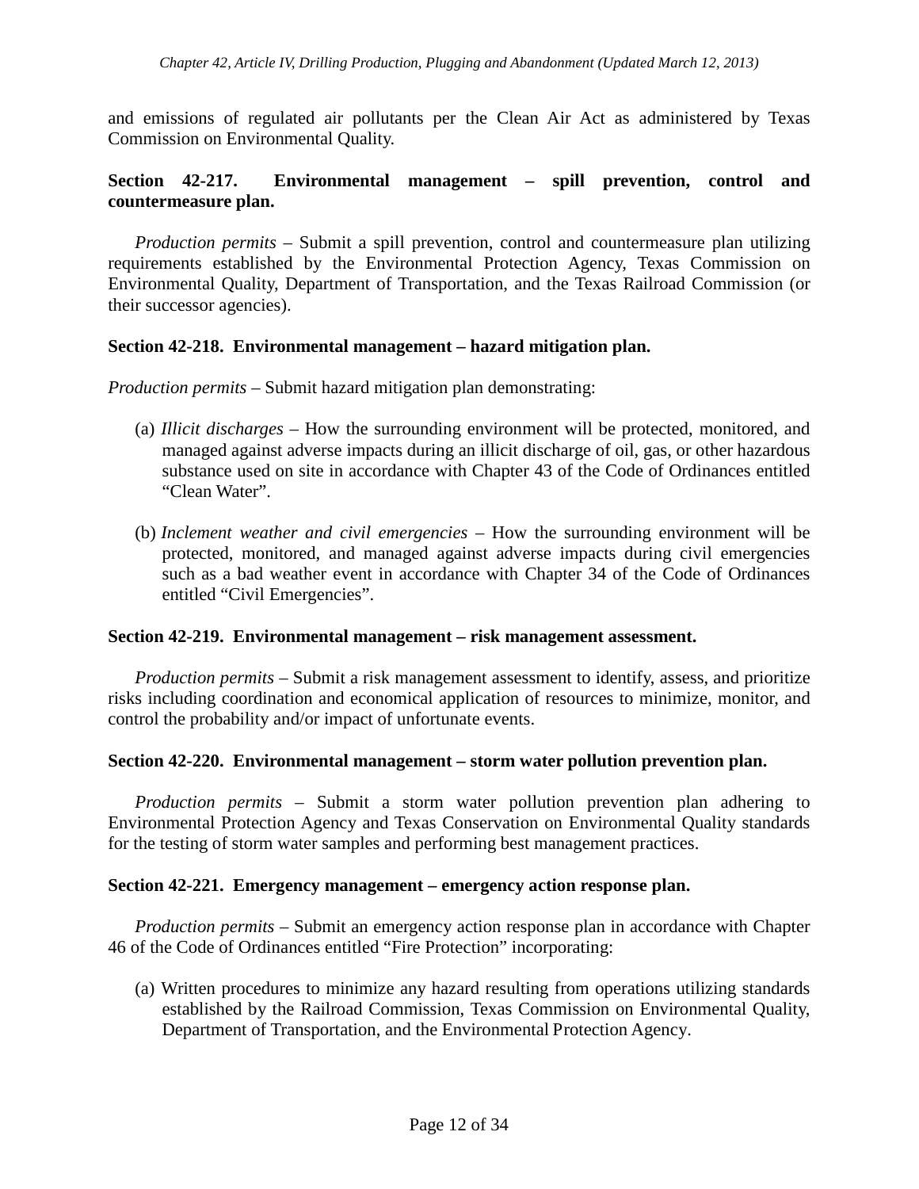and emissions of regulated air pollutants per the Clean Air Act as administered by Texas Commission on Environmental Quality.

**Section 42-217. Environmental management – spill prevention, control and countermeasure plan.**

*Production permits* – Submit a spill prevention, control and countermeasure plan utilizing requirements established by the Environmental Protection Agency, Texas Commission on Environmental Quality, Department of Transportation, and the Texas Railroad Commission (or their successor agencies).

**Section 42-218. Environmental management – hazard mitigation plan.**

*Production permits* – Submit hazard mitigation plan demonstrating:

(a) *Illicit discharges* – How the surrounding environment will be protected, monitored, and managed against adverse impacts during an illicit discharge of oil, gas, or other hazardous substance used on site in accordance with Chapter 43 of the Code of Ordinances entitled "Clean Water".

(b) *Inclement weather and civil emergencies* – How the surrounding environment will be protected, monitored, and managed against adverse impacts during civil emergencies such as a bad weather event in accordance with Chapter 34 of the Code of Ordinances entitled "Civil Emergencies".

**Section 42-219. Environmental management – risk management assessment.**

*Production permits* – Submit a risk management assessment to identify, assess, and prioritize risks including coordination and economical application of resources to minimize, monitor, and control the probability and/or impact of unfortunate events.

**Section 42-220. Environmental management – storm water pollution prevention plan.**

*Production permits* – Submit a storm water pollution prevention plan adhering to Environmental Protection Agency and Texas Conservation on Environmental Quality standards for the testing of storm water samples and performing best management practices.

**Section 42-221. Emergency management – emergency action response plan.**

*Production permits* – Submit an emergency action response plan in accordance with Chapter 46 of the Code of Ordinances entitled "Fire Protection" incorporating:

(a) Written procedures to minimize any hazard resulting from operations utilizing standards established by the Railroad Commission, Texas Commission on Environmental Quality, Department of Transportation, and the Environmental Protection Agency.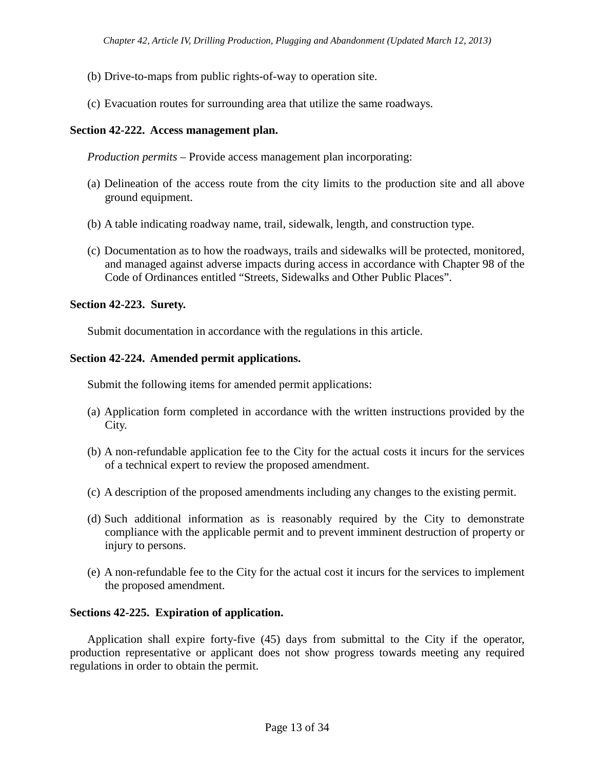(b) Drive-to-maps from public rights-of-way to operation site.

(c) Evacuation routes for surrounding area that utilize the same roadways.

**Section 42-222. Access management plan.**

*Production permits* – Provide access management plan incorporating:

(a) Delineation of the access route from the city limits to the production site and all above ground equipment.

(b) A table indicating roadway name, trail, sidewalk, length, and construction type.

(c) Documentation as to how the roadways, trails and sidewalks will be protected, monitored, and managed against adverse impacts during access in accordance with Chapter 98 of the Code of Ordinances entitled "Streets, Sidewalks and Other Public Places".

**Section 42-223. Surety.**

Submit documentation in accordance with the regulations in this article.

**Section 42-224. Amended permit applications.**

Submit the following items for amended permit applications:

(a) Application form completed in accordance with the written instructions provided by the City.

(b) A non-refundable application fee to the City for the actual costs it incurs for the services of a technical expert to review the proposed amendment.

(c) A description of the proposed amendments including any changes to the existing permit.

(d) Such additional information as is reasonably required by the City to demonstrate compliance with the applicable permit and to prevent imminent destruction of property or injury to persons.

(e) A non-refundable fee to the City for the actual cost it incurs for the services to implement the proposed amendment.

**Sections 42-225. Expiration of application.**

Application shall expire forty-five (45) days from submittal to the City if the operator, production representative or applicant does not show progress towards meeting any required regulations in order to obtain the permit.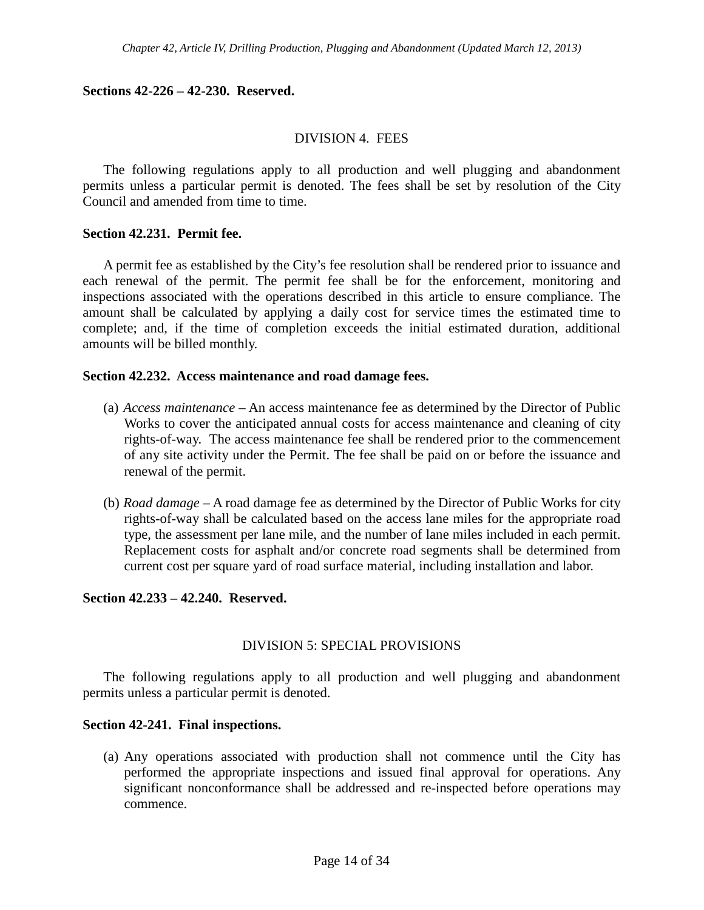**Sections 42-226 – 42-230. Reserved.**

## DIVISION 4. FEES

The following regulations apply to all production and well plugging and abandonment permits unless a particular permit is denoted. The fees shall be set by resolution of the City Council and amended from time to time.

**Section 42.231. Permit fee.**

A permit fee as established by the City's fee resolution shall be rendered prior to issuance and each renewal of the permit. The permit fee shall be for the enforcement, monitoring and inspections associated with the operations described in this article to ensure compliance. The amount shall be calculated by applying a daily cost for service times the estimated time to complete; and, if the time of completion exceeds the initial estimated duration, additional amounts will be billed monthly.

**Section 42.232. Access maintenance and road damage fees.**

(a) *Access maintenance* – An access maintenance fee as determined by the Director of Public Works to cover the anticipated annual costs for access maintenance and cleaning of city rights-of-way. The access maintenance fee shall be rendered prior to the commencement of any site activity under the Permit. The fee shall be paid on or before the issuance and renewal of the permit.

(b) *Road damage* – A road damage fee as determined by the Director of Public Works for city rights-of-way shall be calculated based on the access lane miles for the appropriate road type, the assessment per lane mile, and the number of lane miles included in each permit. Replacement costs for asphalt and/or concrete road segments shall be determined from current cost per square yard of road surface material, including installation and labor.

**Section 42.233 – 42.240. Reserved.**

## DIVISION 5: SPECIAL PROVISIONS

The following regulations apply to all production and well plugging and abandonment permits unless a particular permit is denoted.

**Section 42-241. Final inspections.**

(a) Any operations associated with production shall not commence until the City has performed the appropriate inspections and issued final approval for operations. Any significant nonconformance shall be addressed and re-inspected before operations may commence.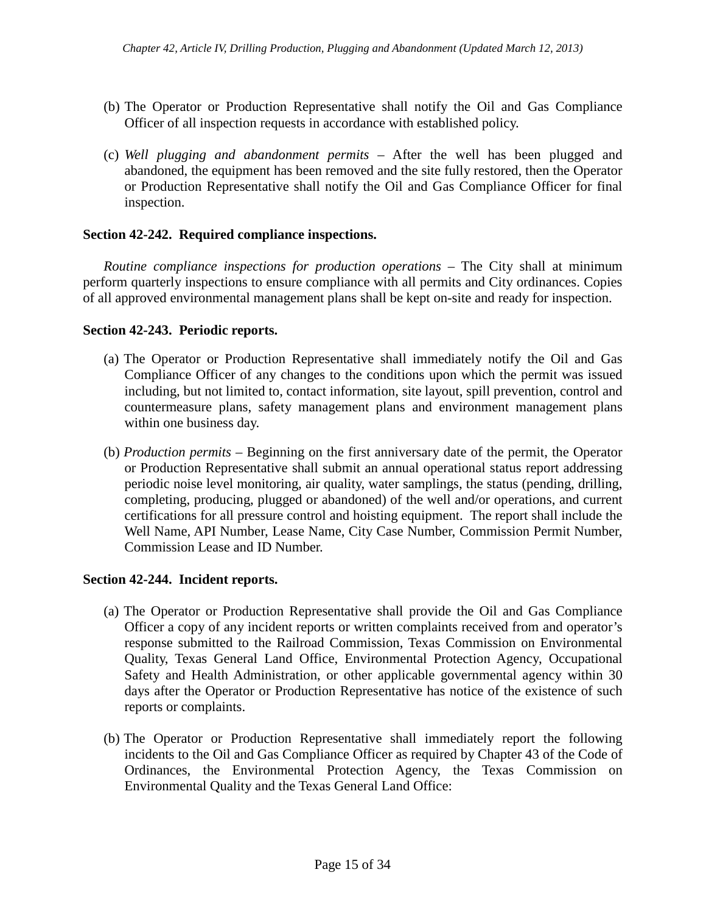(b) The Operator or Production Representative shall notify the Oil and Gas Compliance Officer of all inspection requests in accordance with established policy.

(c) *Well plugging and abandonment permits* – After the well has been plugged and abandoned, the equipment has been removed and the site fully restored, then the Operator or Production Representative shall notify the Oil and Gas Compliance Officer for final inspection.

**Section 42-242. Required compliance inspections.**

*Routine compliance inspections for production operations* – The City shall at minimum perform quarterly inspections to ensure compliance with all permits and City ordinances. Copies of all approved environmental management plans shall be kept on-site and ready for inspection.

**Section 42-243. Periodic reports.**

(a) The Operator or Production Representative shall immediately notify the Oil and Gas Compliance Officer of any changes to the conditions upon which the permit was issued including, but not limited to, contact information, site layout, spill prevention, control and countermeasure plans, safety management plans and environment management plans within one business day.

(b) *Production permits* – Beginning on the first anniversary date of the permit, the Operator or Production Representative shall submit an annual operational status report addressing periodic noise level monitoring, air quality, water samplings, the status (pending, drilling, completing, producing, plugged or abandoned) of the well and/or operations, and current certifications for all pressure control and hoisting equipment. The report shall include the Well Name, API Number, Lease Name, City Case Number, Commission Permit Number, Commission Lease and ID Number.

**Section 42-244. Incident reports.**

(a) The Operator or Production Representative shall provide the Oil and Gas Compliance Officer a copy of any incident reports or written complaints received from and operator's response submitted to the Railroad Commission, Texas Commission on Environmental Quality, Texas General Land Office, Environmental Protection Agency, Occupational Safety and Health Administration, or other applicable governmental agency within 30 days after the Operator or Production Representative has notice of the existence of such reports or complaints.

(b) The Operator or Production Representative shall immediately report the following incidents to the Oil and Gas Compliance Officer as required by Chapter 43 of the Code of Ordinances, the Environmental Protection Agency, the Texas Commission on Environmental Quality and the Texas General Land Office: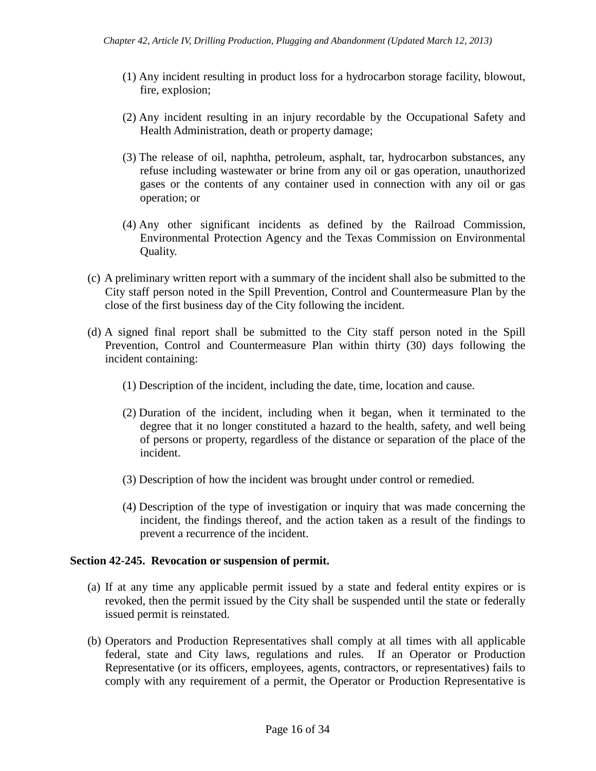(1) Any incident resulting in product loss for a hydrocarbon storage facility, blowout, fire, explosion;

(2) Any incident resulting in an injury recordable by the Occupational Safety and Health Administration, death or property damage;

(3) The release of oil, naphtha, petroleum, asphalt, tar, hydrocarbon substances, any refuse including wastewater or brine from any oil or gas operation, unauthorized gases or the contents of any container used in connection with any oil or gas operation; or

(4) Any other significant incidents as defined by the Railroad Commission, Environmental Protection Agency and the Texas Commission on Environmental Quality.

(c) A preliminary written report with a summary of the incident shall also be submitted to the City staff person noted in the Spill Prevention, Control and Countermeasure Plan by the close of the first business day of the City following the incident.

(d) A signed final report shall be submitted to the City staff person noted in the Spill Prevention, Control and Countermeasure Plan within thirty (30) days following the incident containing:

(1) Description of the incident, including the date, time, location and cause.

(2) Duration of the incident, including when it began, when it terminated to the degree that it no longer constituted a hazard to the health, safety, and well being of persons or property, regardless of the distance or separation of the place of the incident.

(3) Description of how the incident was brought under control or remedied.

(4) Description of the type of investigation or inquiry that was made concerning the incident, the findings thereof, and the action taken as a result of the findings to prevent a recurrence of the incident.

**Section 42-245. Revocation or suspension of permit.**

(a) If at any time any applicable permit issued by a state and federal entity expires or is revoked, then the permit issued by the City shall be suspended until the state or federally issued permit is reinstated.

(b) Operators and Production Representatives shall comply at all times with all applicable federal, state and City laws, regulations and rules. If an Operator or Production Representative (or its officers, employees, agents, contractors, or representatives) fails to comply with any requirement of a permit, the Operator or Production Representative is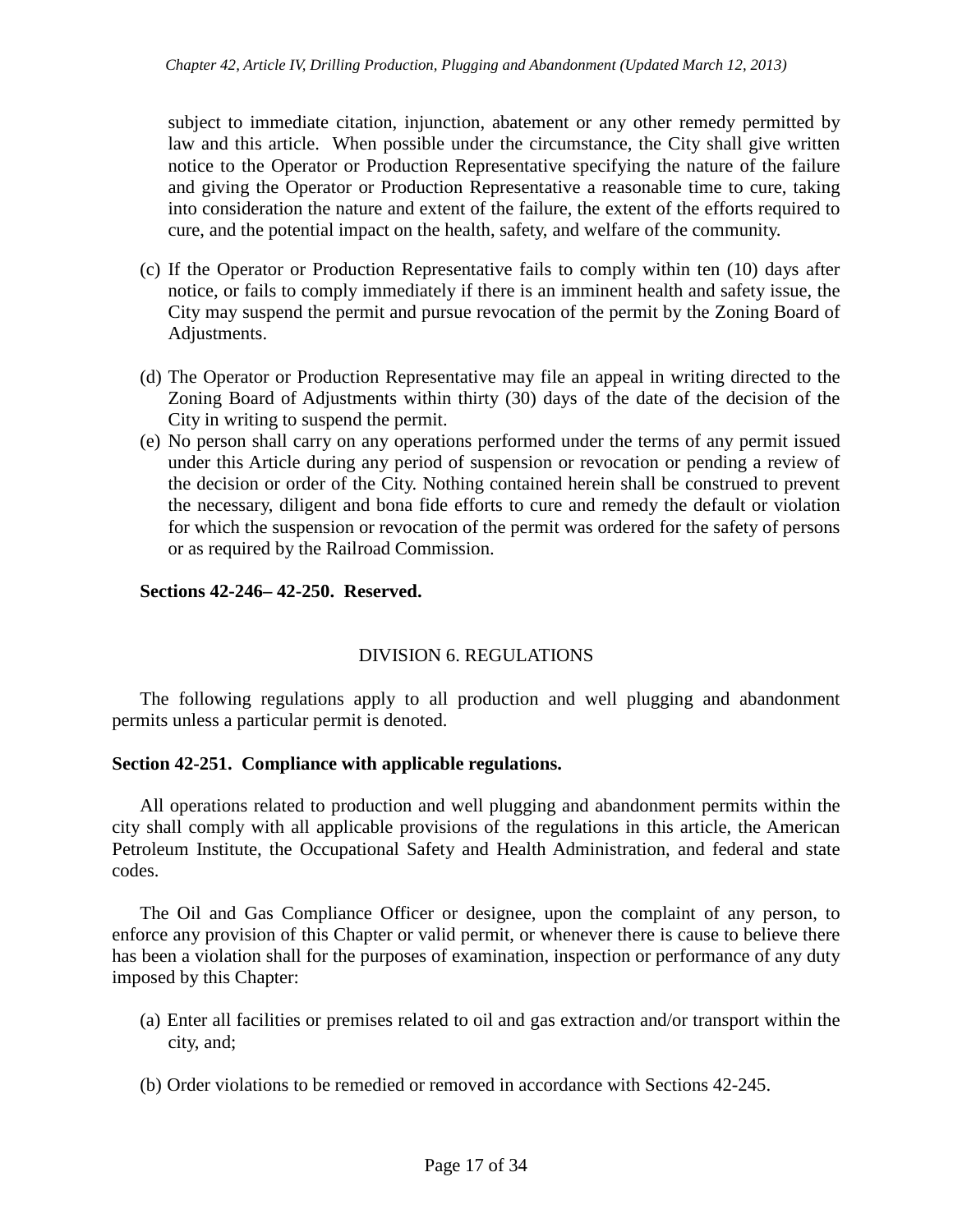subject to immediate citation, injunction, abatement or any other remedy permitted by law and this article. When possible under the circumstance, the City shall give written notice to the Operator or Production Representative specifying the nature of the failure and giving the Operator or Production Representative a reasonable time to cure, taking into consideration the nature and extent of the failure, the extent of the efforts required to cure, and the potential impact on the health, safety, and welfare of the community.

(c) If the Operator or Production Representative fails to comply within ten (10) days after notice, or fails to comply immediately if there is an imminent health and safety issue, the City may suspend the permit and pursue revocation of the permit by the Zoning Board of Adjustments.

(d) The Operator or Production Representative may file an appeal in writing directed to the Zoning Board of Adjustments within thirty (30) days of the date of the decision of the City in writing to suspend the permit.

(e) No person shall carry on any operations performed under the terms of any permit issued under this Article during any period of suspension or revocation or pending a review of the decision or order of the City. Nothing contained herein shall be construed to prevent the necessary, diligent and bona fide efforts to cure and remedy the default or violation for which the suspension or revocation of the permit was ordered for the safety of persons or as required by the Railroad Commission.

**Sections 42-246– 42-250. Reserved.**

## DIVISION 6. REGULATIONS

The following regulations apply to all production and well plugging and abandonment permits unless a particular permit is denoted.

### Section 42-251. Compliance with applicable regulations.

All operations related to production and well plugging and abandonment permits within the city shall comply with all applicable provisions of the regulations in this article, the American Petroleum Institute, the Occupational Safety and Health Administration, and federal and state codes.

The Oil and Gas Compliance Officer or designee, upon the complaint of any person, to enforce any provision of this Chapter or valid permit, or whenever there is cause to believe there has been a violation shall for the purposes of examination, inspection or performance of any duty imposed by this Chapter:

(a) Enter all facilities or premises related to oil and gas extraction and/or transport within the city, and;

(b) Order violations to be remedied or removed in accordance with Sections 42-245.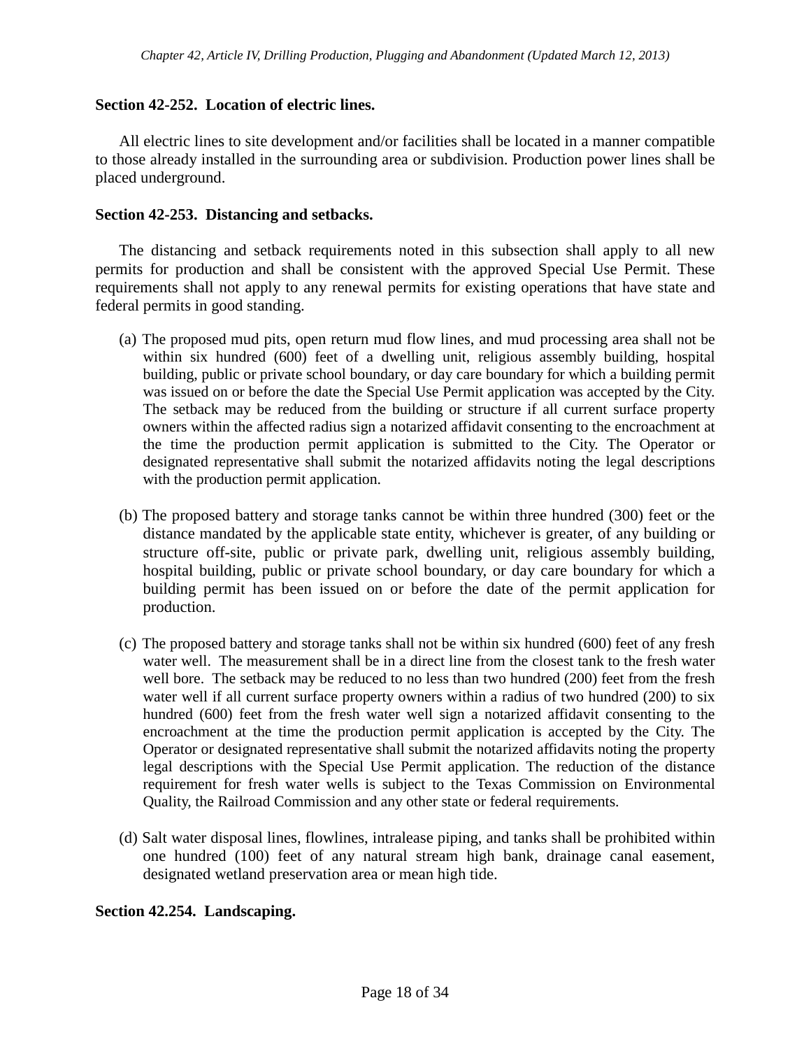**Section 42-252. Location of electric lines.**

All electric lines to site development and/or facilities shall be located in a manner compatible to those already installed in the surrounding area or subdivision. Production power lines shall be placed underground.

**Section 42-253. Distancing and setbacks.**

The distancing and setback requirements noted in this subsection shall apply to all new permits for production and shall be consistent with the approved Special Use Permit. These requirements shall not apply to any renewal permits for existing operations that have state and federal permits in good standing.

(a) The proposed mud pits, open return mud flow lines, and mud processing area shall not be within six hundred (600) feet of a dwelling unit, religious assembly building, hospital building, public or private school boundary, or day care boundary for which a building permit was issued on or before the date the Special Use Permit application was accepted by the City. The setback may be reduced from the building or structure if all current surface property owners within the affected radius sign a notarized affidavit consenting to the encroachment at the time the production permit application is submitted to the City. The Operator or designated representative shall submit the notarized affidavits noting the legal descriptions with the production permit application.

(b) The proposed battery and storage tanks cannot be within three hundred (300) feet or the distance mandated by the applicable state entity, whichever is greater, of any building or structure off-site, public or private park, dwelling unit, religious assembly building, hospital building, public or private school boundary, or day care boundary for which a building permit has been issued on or before the date of the permit application for production.

(c) The proposed battery and storage tanks shall not be within six hundred (600) feet of any fresh water well. The measurement shall be in a direct line from the closest tank to the fresh water well bore. The setback may be reduced to no less than two hundred (200) feet from the fresh water well if all current surface property owners within a radius of two hundred (200) to six hundred (600) feet from the fresh water well sign a notarized affidavit consenting to the encroachment at the time the production permit application is accepted by the City. The Operator or designated representative shall submit the notarized affidavits noting the property legal descriptions with the Special Use Permit application. The reduction of the distance requirement for fresh water wells is subject to the Texas Commission on Environmental Quality, the Railroad Commission and any other state or federal requirements.

(d) Salt water disposal lines, flowlines, intralease piping, and tanks shall be prohibited within one hundred (100) feet of any natural stream high bank, drainage canal easement, designated wetland preservation area or mean high tide.

**Section 42.254. Landscaping.**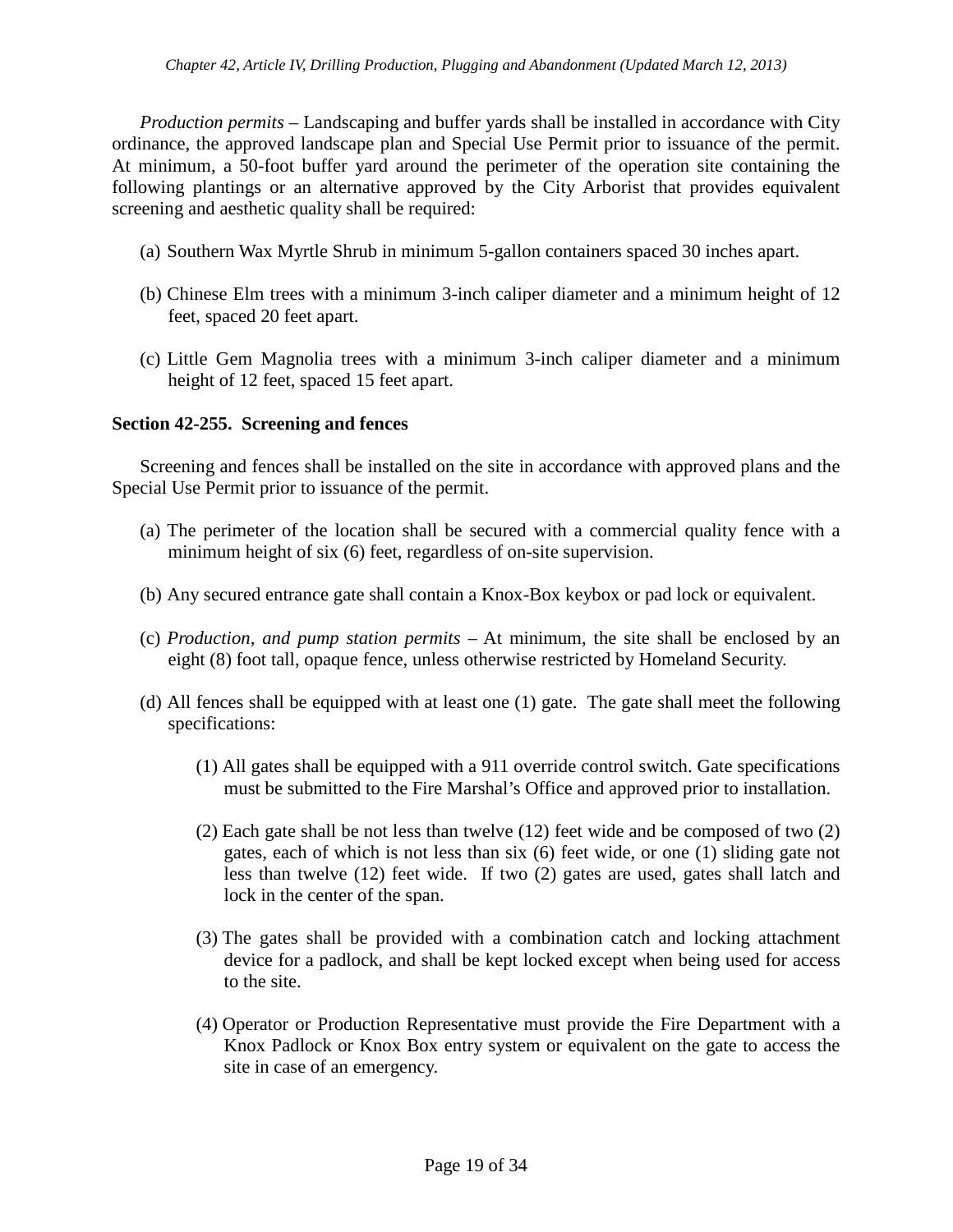*Production permits* – Landscaping and buffer yards shall be installed in accordance with City ordinance, the approved landscape plan and Special Use Permit prior to issuance of the permit. At minimum, a 50-foot buffer yard around the perimeter of the operation site containing the following plantings or an alternative approved by the City Arborist that provides equivalent screening and aesthetic quality shall be required:

(a) Southern Wax Myrtle Shrub in minimum 5-gallon containers spaced 30 inches apart.

(b) Chinese Elm trees with a minimum 3-inch caliper diameter and a minimum height of 12 feet, spaced 20 feet apart.

(c) Little Gem Magnolia trees with a minimum 3-inch caliper diameter and a minimum height of 12 feet, spaced 15 feet apart.

**Section 42-255. Screening and fences**

Screening and fences shall be installed on the site in accordance with approved plans and the Special Use Permit prior to issuance of the permit.

(a) The perimeter of the location shall be secured with a commercial quality fence with a minimum height of six (6) feet, regardless of on-site supervision.

(b) Any secured entrance gate shall contain a Knox-Box keybox or pad lock or equivalent.

(c) *Production, and pump station permits* – At minimum, the site shall be enclosed by an eight (8) foot tall, opaque fence, unless otherwise restricted by Homeland Security.

(d) All fences shall be equipped with at least one (1) gate. The gate shall meet the following specifications:

(1) All gates shall be equipped with a 911 override control switch. Gate specifications must be submitted to the Fire Marshal's Office and approved prior to installation.

(2) Each gate shall be not less than twelve (12) feet wide and be composed of two (2) gates, each of which is not less than six (6) feet wide, or one (1) sliding gate not less than twelve (12) feet wide. If two (2) gates are used, gates shall latch and lock in the center of the span.

(3) The gates shall be provided with a combination catch and locking attachment device for a padlock, and shall be kept locked except when being used for access to the site.

(4) Operator or Production Representative must provide the Fire Department with a Knox Padlock or Knox Box entry system or equivalent on the gate to access the site in case of an emergency.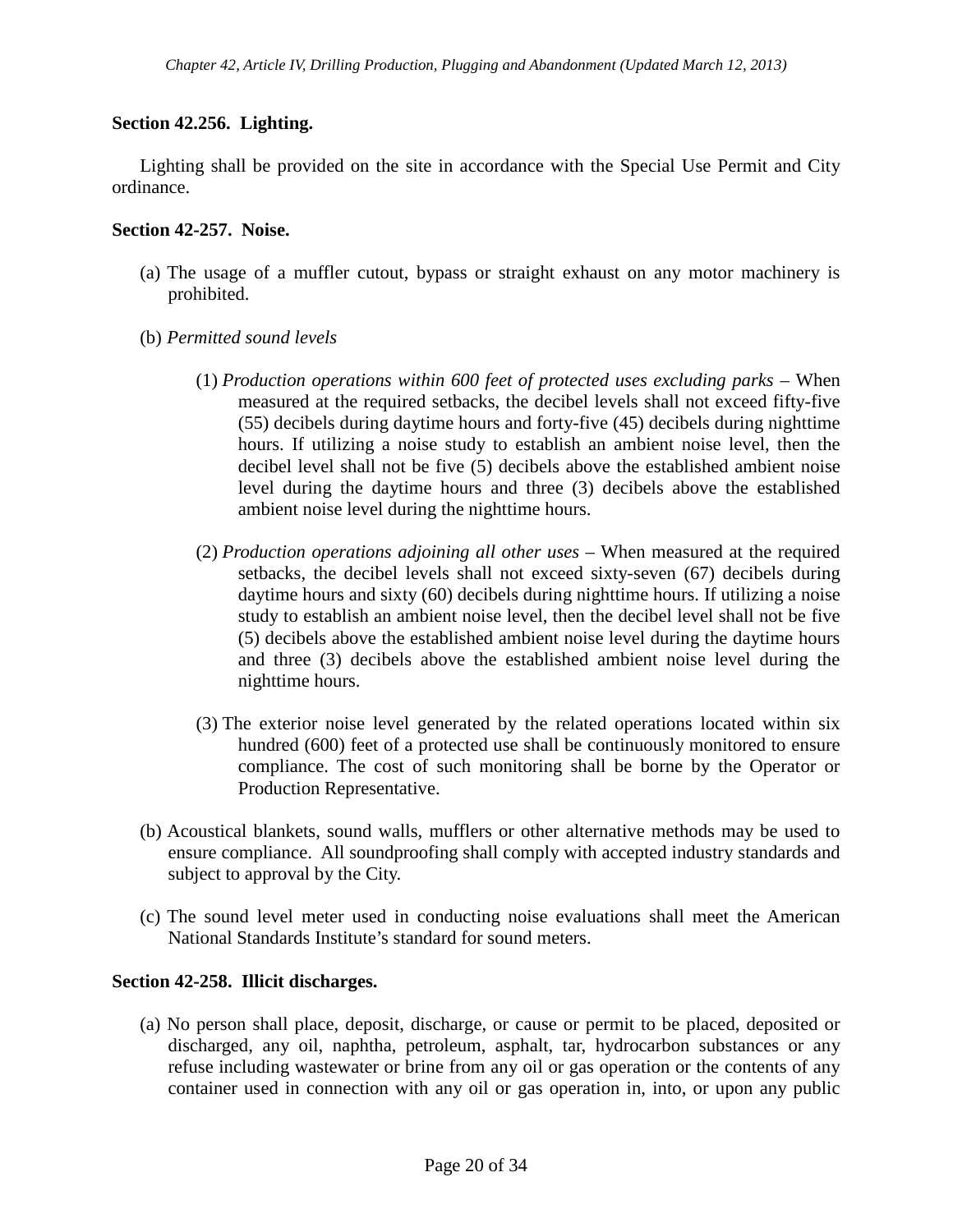**Section 42.256. Lighting.**

Lighting shall be provided on the site in accordance with the Special Use Permit and City ordinance.

**Section 42-257. Noise.**

(a) The usage of a muffler cutout, bypass or straight exhaust on any motor machinery is prohibited.

(b) *Permitted sound levels*

(1) *Production operations within 600 feet of protected uses excluding parks* – When measured at the required setbacks, the decibel levels shall not exceed fifty-five (55) decibels during daytime hours and forty-five (45) decibels during nighttime hours. If utilizing a noise study to establish an ambient noise level, then the decibel level shall not be five (5) decibels above the established ambient noise level during the daytime hours and three (3) decibels above the established ambient noise level during the nighttime hours.

(2) *Production operations adjoining all other uses* – When measured at the required setbacks, the decibel levels shall not exceed sixty-seven (67) decibels during daytime hours and sixty (60) decibels during nighttime hours. If utilizing a noise study to establish an ambient noise level, then the decibel level shall not be five (5) decibels above the established ambient noise level during the daytime hours and three (3) decibels above the established ambient noise level during the nighttime hours.

(3) The exterior noise level generated by the related operations located within six hundred (600) feet of a protected use shall be continuously monitored to ensure compliance. The cost of such monitoring shall be borne by the Operator or Production Representative.

(b) Acoustical blankets, sound walls, mufflers or other alternative methods may be used to ensure compliance. All soundproofing shall comply with accepted industry standards and subject to approval by the City.

(c) The sound level meter used in conducting noise evaluations shall meet the American National Standards Institute's standard for sound meters.

**Section 42-258. Illicit discharges.**

(a) No person shall place, deposit, discharge, or cause or permit to be placed, deposited or discharged, any oil, naphtha, petroleum, asphalt, tar, hydrocarbon substances or any refuse including wastewater or brine from any oil or gas operation or the contents of any container used in connection with any oil or gas operation in, into, or upon any public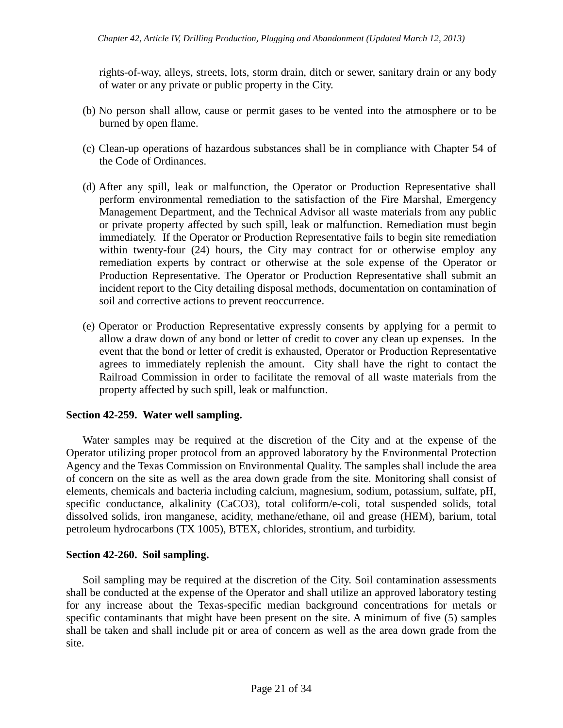rights-of-way, alleys, streets, lots, storm drain, ditch or sewer, sanitary drain or any body of water or any private or public property in the City.

(b) No person shall allow, cause or permit gases to be vented into the atmosphere or to be burned by open flame.

(c) Clean-up operations of hazardous substances shall be in compliance with Chapter 54 of the Code of Ordinances.

(d) After any spill, leak or malfunction, the Operator or Production Representative shall perform environmental remediation to the satisfaction of the Fire Marshal, Emergency Management Department, and the Technical Advisor all waste materials from any public or private property affected by such spill, leak or malfunction. Remediation must begin immediately. If the Operator or Production Representative fails to begin site remediation within twenty-four (24) hours, the City may contract for or otherwise employ any remediation experts by contract or otherwise at the sole expense of the Operator or Production Representative. The Operator or Production Representative shall submit an incident report to the City detailing disposal methods, documentation on contamination of soil and corrective actions to prevent reoccurrence.

(e) Operator or Production Representative expressly consents by applying for a permit to allow a draw down of any bond or letter of credit to cover any clean up expenses. In the event that the bond or letter of credit is exhausted, Operator or Production Representative agrees to immediately replenish the amount. City shall have the right to contact the Railroad Commission in order to facilitate the removal of all waste materials from the property affected by such spill, leak or malfunction.

**Section 42-259. Water well sampling.**

Water samples may be required at the discretion of the City and at the expense of the Operator utilizing proper protocol from an approved laboratory by the Environmental Protection Agency and the Texas Commission on Environmental Quality. The samples shall include the area of concern on the site as well as the area down grade from the site. Monitoring shall consist of elements, chemicals and bacteria including calcium, magnesium, sodium, potassium, sulfate, pH, specific conductance, alkalinity ($CaCO_3$), total coliform/e-coli, total suspended solids, total dissolved solids, iron manganese, acidity, methane/ethane, oil and grease (HEM), barium, total petroleum hydrocarbons (TX 1005), BTEX, chlorides, strontium, and turbidity.

**Section 42-260. Soil sampling.**

Soil sampling may be required at the discretion of the City. Soil contamination assessments shall be conducted at the expense of the Operator and shall utilize an approved laboratory testing for any increase about the Texas-specific median background concentrations for metals or specific contaminants that might have been present on the site. A minimum of five (5) samples shall be taken and shall include pit or area of concern as well as the area down grade from the site.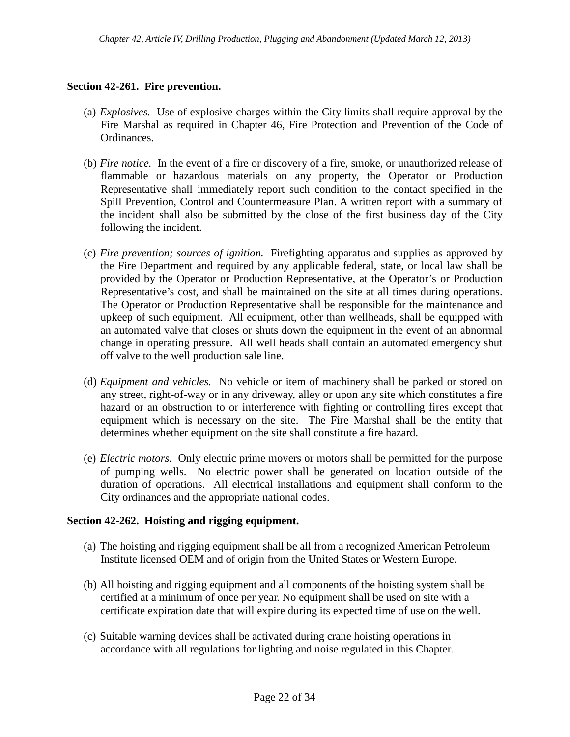### Section 42-261. Fire prevention.

(a) *Explosives.* Use of explosive charges within the City limits shall require approval by the Fire Marshal as required in Chapter 46, Fire Protection and Prevention of the Code of Ordinances.

(b) *Fire notice.* In the event of a fire or discovery of a fire, smoke, or unauthorized release of flammable or hazardous materials on any property, the Operator or Production Representative shall immediately report such condition to the contact specified in the Spill Prevention, Control and Countermeasure Plan. A written report with a summary of the incident shall also be submitted by the close of the first business day of the City following the incident.

(c) *Fire prevention; sources of ignition.* Firefighting apparatus and supplies as approved by the Fire Department and required by any applicable federal, state, or local law shall be provided by the Operator or Production Representative, at the Operator's or Production Representative's cost, and shall be maintained on the site at all times during operations. The Operator or Production Representative shall be responsible for the maintenance and upkeep of such equipment. All equipment, other than wellheads, shall be equipped with an automated valve that closes or shuts down the equipment in the event of an abnormal change in operating pressure. All well heads shall contain an automated emergency shut off valve to the well production sale line.

(d) *Equipment and vehicles.* No vehicle or item of machinery shall be parked or stored on any street, right-of-way or in any driveway, alley or upon any site which constitutes a fire hazard or an obstruction to or interference with fighting or controlling fires except that equipment which is necessary on the site. The Fire Marshal shall be the entity that determines whether equipment on the site shall constitute a fire hazard.

(e) *Electric motors.* Only electric prime movers or motors shall be permitted for the purpose of pumping wells. No electric power shall be generated on location outside of the duration of operations. All electrical installations and equipment shall conform to the City ordinances and the appropriate national codes.

### Section 42-262. Hoisting and rigging equipment.

(a) The hoisting and rigging equipment shall be all from a recognized American Petroleum Institute licensed OEM and of origin from the United States or Western Europe.

(b) All hoisting and rigging equipment and all components of the hoisting system shall be certified at a minimum of once per year. No equipment shall be used on site with a certificate expiration date that will expire during its expected time of use on the well.

(c) Suitable warning devices shall be activated during crane hoisting operations in accordance with all regulations for lighting and noise regulated in this Chapter.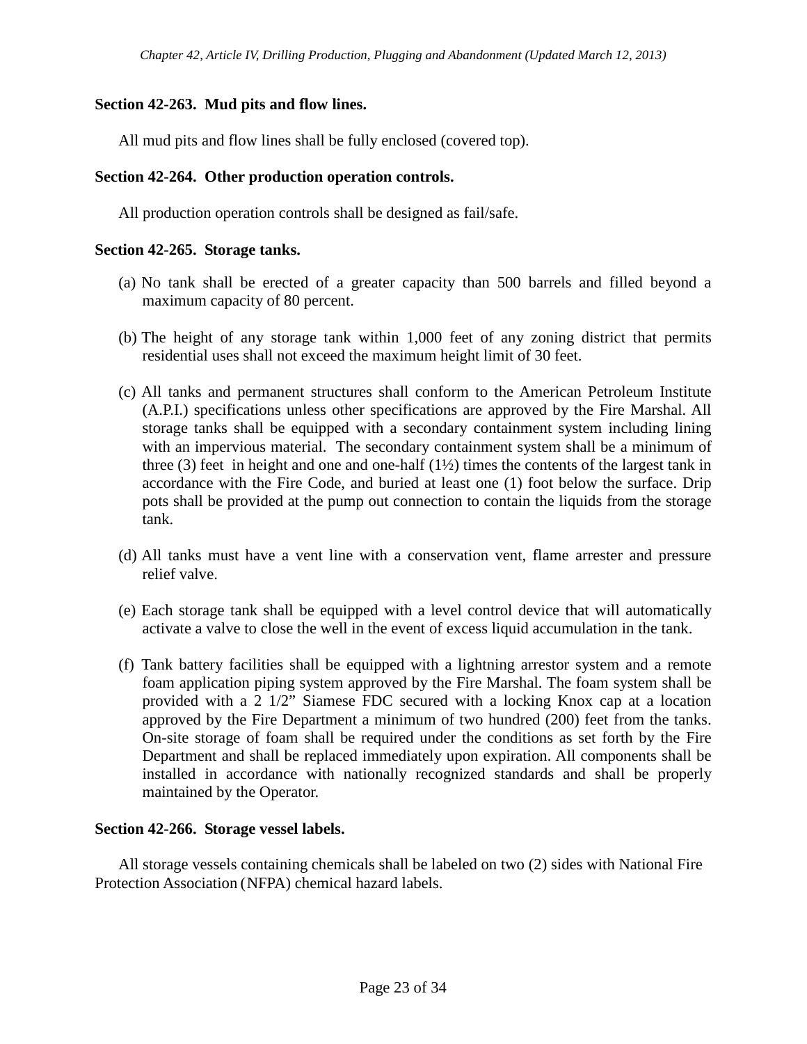### Section 42-263. Mud pits and flow lines.

All mud pits and flow lines shall be fully enclosed (covered top).

### Section 42-264. Other production operation controls.

All production operation controls shall be designed as fail/safe.

### Section 42-265. Storage tanks.

(a) No tank shall be erected of a greater capacity than 500 barrels and filled beyond a maximum capacity of 80 percent.

(b) The height of any storage tank within 1,000 feet of any zoning district that permits residential uses shall not exceed the maximum height limit of 30 feet.

(c) All tanks and permanent structures shall conform to the American Petroleum Institute (A.P.I.) specifications unless other specifications are approved by the Fire Marshal. All storage tanks shall be equipped with a secondary containment system including lining with an impervious material. The secondary containment system shall be a minimum of three (3) feet in height and one and one-half (1½) times the contents of the largest tank in accordance with the Fire Code, and buried at least one (1) foot below the surface. Drip pots shall be provided at the pump out connection to contain the liquids from the storage tank.

(d) All tanks must have a vent line with a conservation vent, flame arrester and pressure relief valve.

(e) Each storage tank shall be equipped with a level control device that will automatically activate a valve to close the well in the event of excess liquid accumulation in the tank.

(f) Tank battery facilities shall be equipped with a lightning arrestor system and a remote foam application piping system approved by the Fire Marshal. The foam system shall be provided with a 2 1/2" Siamese FDC secured with a locking Knox cap at a location approved by the Fire Department a minimum of two hundred (200) feet from the tanks. On-site storage of foam shall be required under the conditions as set forth by the Fire Department and shall be replaced immediately upon expiration. All components shall be installed in accordance with nationally recognized standards and shall be properly maintained by the Operator.

### Section 42-266. Storage vessel labels.

All storage vessels containing chemicals shall be labeled on two (2) sides with National Fire Protection Association (NFPA) chemical hazard labels.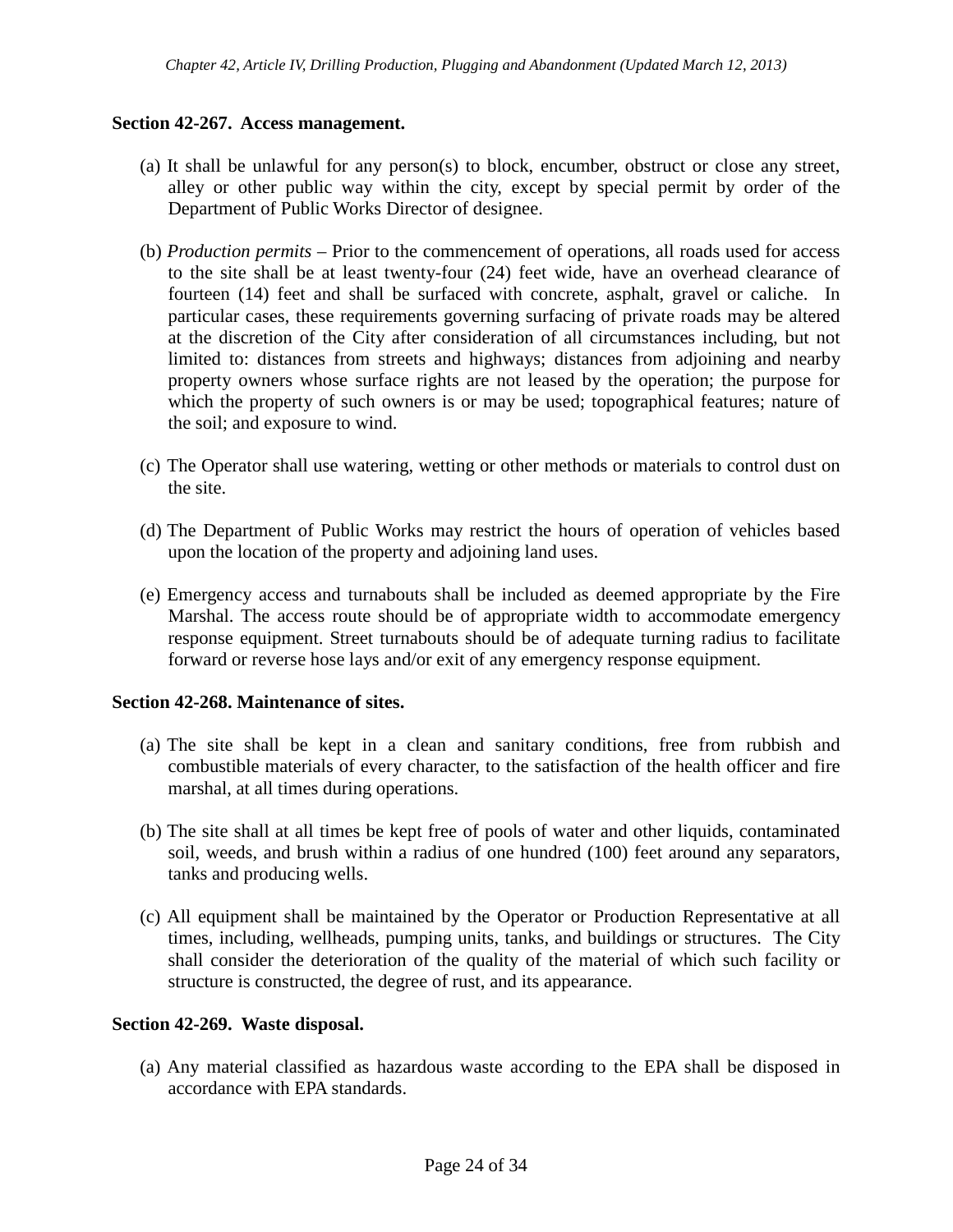**Section 42-267. Access management.**

(a) It shall be unlawful for any person(s) to block, encumber, obstruct or close any street, alley or other public way within the city, except by special permit by order of the Department of Public Works Director of designee.

(b) *Production permits* – Prior to the commencement of operations, all roads used for access to the site shall be at least twenty-four (24) feet wide, have an overhead clearance of fourteen (14) feet and shall be surfaced with concrete, asphalt, gravel or caliche. In particular cases, these requirements governing surfacing of private roads may be altered at the discretion of the City after consideration of all circumstances including, but not limited to: distances from streets and highways; distances from adjoining and nearby property owners whose surface rights are not leased by the operation; the purpose for which the property of such owners is or may be used; topographical features; nature of the soil; and exposure to wind.

(c) The Operator shall use watering, wetting or other methods or materials to control dust on the site.

(d) The Department of Public Works may restrict the hours of operation of vehicles based upon the location of the property and adjoining land uses.

(e) Emergency access and turnabouts shall be included as deemed appropriate by the Fire Marshal. The access route should be of appropriate width to accommodate emergency response equipment. Street turnabouts should be of adequate turning radius to facilitate forward or reverse hose lays and/or exit of any emergency response equipment.

**Section 42-268. Maintenance of sites.**

(a) The site shall be kept in a clean and sanitary conditions, free from rubbish and combustible materials of every character, to the satisfaction of the health officer and fire marshal, at all times during operations.

(b) The site shall at all times be kept free of pools of water and other liquids, contaminated soil, weeds, and brush within a radius of one hundred (100) feet around any separators, tanks and producing wells.

(c) All equipment shall be maintained by the Operator or Production Representative at all times, including, wellheads, pumping units, tanks, and buildings or structures. The City shall consider the deterioration of the quality of the material of which such facility or structure is constructed, the degree of rust, and its appearance.

**Section 42-269. Waste disposal.**

(a) Any material classified as hazardous waste according to the EPA shall be disposed in accordance with EPA standards.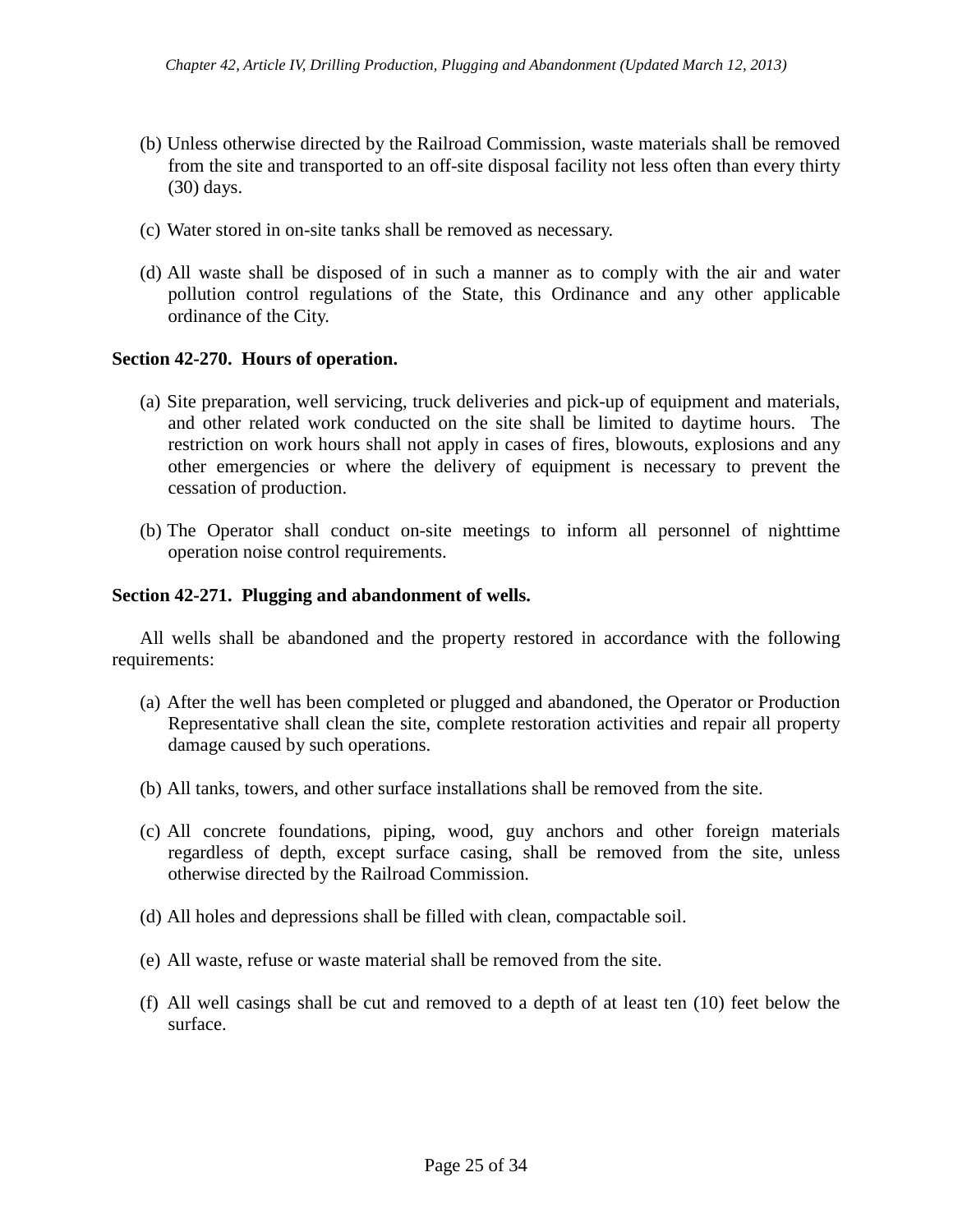(b) Unless otherwise directed by the Railroad Commission, waste materials shall be removed from the site and transported to an off-site disposal facility not less often than every thirty (30) days.

(c) Water stored in on-site tanks shall be removed as necessary.

(d) All waste shall be disposed of in such a manner as to comply with the air and water pollution control regulations of the State, this Ordinance and any other applicable ordinance of the City.

**Section 42-270. Hours of operation.**

(a) Site preparation, well servicing, truck deliveries and pick-up of equipment and materials, and other related work conducted on the site shall be limited to daytime hours. The restriction on work hours shall not apply in cases of fires, blowouts, explosions and any other emergencies or where the delivery of equipment is necessary to prevent the cessation of production.

(b) The Operator shall conduct on-site meetings to inform all personnel of nighttime operation noise control requirements.

**Section 42-271. Plugging and abandonment of wells.**

All wells shall be abandoned and the property restored in accordance with the following requirements:

(a) After the well has been completed or plugged and abandoned, the Operator or Production Representative shall clean the site, complete restoration activities and repair all property damage caused by such operations.

(b) All tanks, towers, and other surface installations shall be removed from the site.

(c) All concrete foundations, piping, wood, guy anchors and other foreign materials regardless of depth, except surface casing, shall be removed from the site, unless otherwise directed by the Railroad Commission.

(d) All holes and depressions shall be filled with clean, compactable soil.

(e) All waste, refuse or waste material shall be removed from the site.

(f) All well casings shall be cut and removed to a depth of at least ten (10) feet below the surface.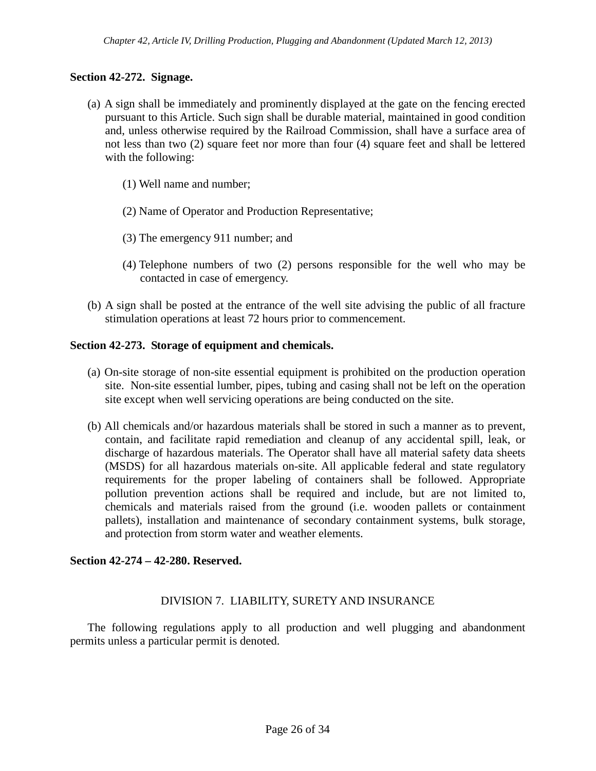**Section 42-272. Signage.**

(a) A sign shall be immediately and prominently displayed at the gate on the fencing erected pursuant to this Article. Such sign shall be durable material, maintained in good condition and, unless otherwise required by the Railroad Commission, shall have a surface area of not less than two (2) square feet nor more than four (4) square feet and shall be lettered with the following:

   (1) Well name and number;

   (2) Name of Operator and Production Representative;

   (3) The emergency 911 number; and

   (4) Telephone numbers of two (2) persons responsible for the well who may be contacted in case of emergency.

(b) A sign shall be posted at the entrance of the well site advising the public of all fracture stimulation operations at least 72 hours prior to commencement.

**Section 42-273. Storage of equipment and chemicals.**

(a) On-site storage of non-site essential equipment is prohibited on the production operation site. Non-site essential lumber, pipes, tubing and casing shall not be left on the operation site except when well servicing operations are being conducted on the site.

(b) All chemicals and/or hazardous materials shall be stored in such a manner as to prevent, contain, and facilitate rapid remediation and cleanup of any accidental spill, leak, or discharge of hazardous materials. The Operator shall have all material safety data sheets (MSDS) for all hazardous materials on-site. All applicable federal and state regulatory requirements for the proper labeling of containers shall be followed. Appropriate pollution prevention actions shall be required and include, but are not limited to, chemicals and materials raised from the ground (i.e. wooden pallets or containment pallets), installation and maintenance of secondary containment systems, bulk storage, and protection from storm water and weather elements.

**Section 42-274 – 42-280. Reserved.**

DIVISION 7. LIABILITY, SURETY AND INSURANCE

The following regulations apply to all production and well plugging and abandonment permits unless a particular permit is denoted.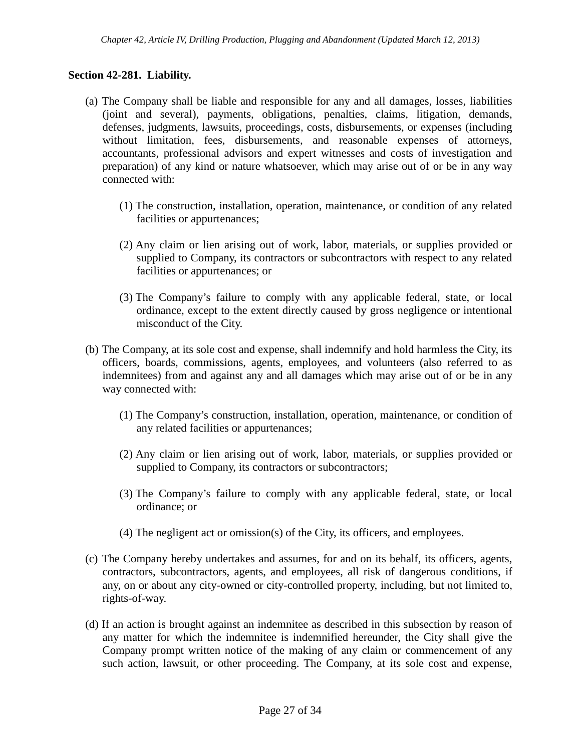### Section 42-281. Liability.

(a) The Company shall be liable and responsible for any and all damages, losses, liabilities (joint and several), payments, obligations, penalties, claims, litigation, demands, defenses, judgments, lawsuits, proceedings, costs, disbursements, or expenses (including without limitation, fees, disbursements, and reasonable expenses of attorneys, accountants, professional advisors and expert witnesses and costs of investigation and preparation) of any kind or nature whatsoever, which may arise out of or be in any way connected with:

(1) The construction, installation, operation, maintenance, or condition of any related facilities or appurtenances;

(2) Any claim or lien arising out of work, labor, materials, or supplies provided or supplied to Company, its contractors or subcontractors with respect to any related facilities or appurtenances; or

(3) The Company's failure to comply with any applicable federal, state, or local ordinance, except to the extent directly caused by gross negligence or intentional misconduct of the City.

(b) The Company, at its sole cost and expense, shall indemnify and hold harmless the City, its officers, boards, commissions, agents, employees, and volunteers (also referred to as indemnitees) from and against any and all damages which may arise out of or be in any way connected with:

(1) The Company's construction, installation, operation, maintenance, or condition of any related facilities or appurtenances;

(2) Any claim or lien arising out of work, labor, materials, or supplies provided or supplied to Company, its contractors or subcontractors;

(3) The Company's failure to comply with any applicable federal, state, or local ordinance; or

(4) The negligent act or omission(s) of the City, its officers, and employees.

(c) The Company hereby undertakes and assumes, for and on its behalf, its officers, agents, contractors, subcontractors, agents, and employees, all risk of dangerous conditions, if any, on or about any city-owned or city-controlled property, including, but not limited to, rights-of-way.

(d) If an action is brought against an indemnitee as described in this subsection by reason of any matter for which the indemnitee is indemnified hereunder, the City shall give the Company prompt written notice of the making of any claim or commencement of any such action, lawsuit, or other proceeding. The Company, at its sole cost and expense,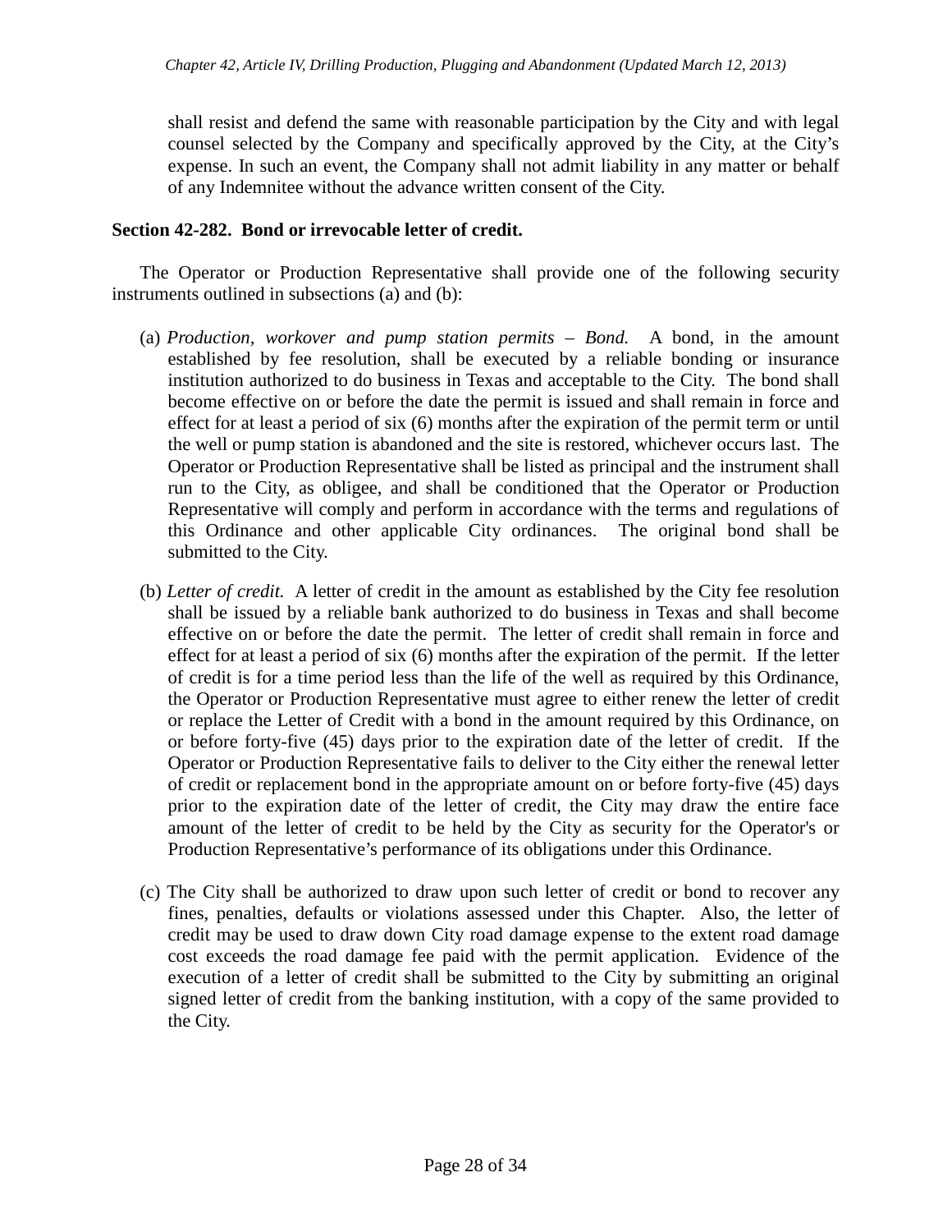shall resist and defend the same with reasonable participation by the City and with legal counsel selected by the Company and specifically approved by the City, at the City's expense. In such an event, the Company shall not admit liability in any matter or behalf of any Indemnitee without the advance written consent of the City.

**Section 42-282. Bond or irrevocable letter of credit.**

The Operator or Production Representative shall provide one of the following security instruments outlined in subsections (a) and (b):

(a) *Production, workover and pump station permits – Bond.* A bond, in the amount established by fee resolution, shall be executed by a reliable bonding or insurance institution authorized to do business in Texas and acceptable to the City. The bond shall become effective on or before the date the permit is issued and shall remain in force and effect for at least a period of six (6) months after the expiration of the permit term or until the well or pump station is abandoned and the site is restored, whichever occurs last. The Operator or Production Representative shall be listed as principal and the instrument shall run to the City, as obligee, and shall be conditioned that the Operator or Production Representative will comply and perform in accordance with the terms and regulations of this Ordinance and other applicable City ordinances. The original bond shall be submitted to the City.

(b) *Letter of credit.* A letter of credit in the amount as established by the City fee resolution shall be issued by a reliable bank authorized to do business in Texas and shall become effective on or before the date the permit. The letter of credit shall remain in force and effect for at least a period of six (6) months after the expiration of the permit. If the letter of credit is for a time period less than the life of the well as required by this Ordinance, the Operator or Production Representative must agree to either renew the letter of credit or replace the Letter of Credit with a bond in the amount required by this Ordinance, on or before forty-five (45) days prior to the expiration date of the letter of credit. If the Operator or Production Representative fails to deliver to the City either the renewal letter of credit or replacement bond in the appropriate amount on or before forty-five (45) days prior to the expiration date of the letter of credit, the City may draw the entire face amount of the letter of credit to be held by the City as security for the Operator's or Production Representative's performance of its obligations under this Ordinance.

(c) The City shall be authorized to draw upon such letter of credit or bond to recover any fines, penalties, defaults or violations assessed under this Chapter. Also, the letter of credit may be used to draw down City road damage expense to the extent road damage cost exceeds the road damage fee paid with the permit application. Evidence of the execution of a letter of credit shall be submitted to the City by submitting an original signed letter of credit from the banking institution, with a copy of the same provided to the City.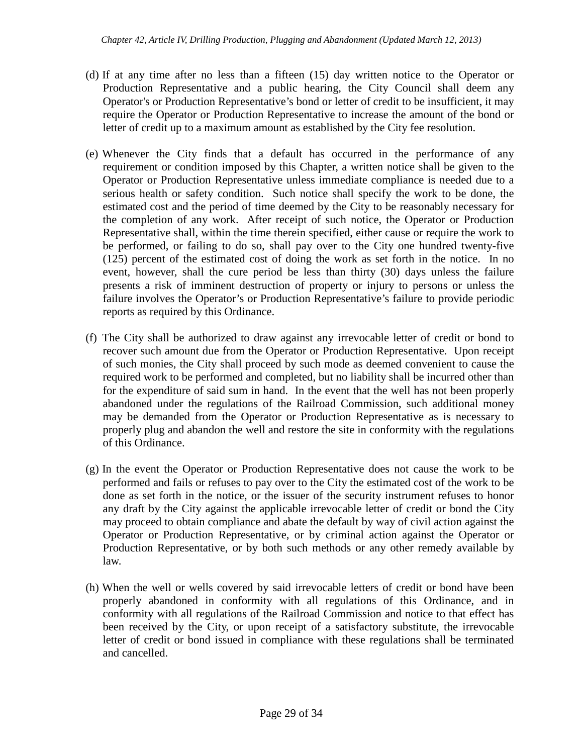(d) If at any time after no less than a fifteen (15) day written notice to the Operator or Production Representative and a public hearing, the City Council shall deem any Operator's or Production Representative's bond or letter of credit to be insufficient, it may require the Operator or Production Representative to increase the amount of the bond or letter of credit up to a maximum amount as established by the City fee resolution.

(e) Whenever the City finds that a default has occurred in the performance of any requirement or condition imposed by this Chapter, a written notice shall be given to the Operator or Production Representative unless immediate compliance is needed due to a serious health or safety condition. Such notice shall specify the work to be done, the estimated cost and the period of time deemed by the City to be reasonably necessary for the completion of any work. After receipt of such notice, the Operator or Production Representative shall, within the time therein specified, either cause or require the work to be performed, or failing to do so, shall pay over to the City one hundred twenty-five (125) percent of the estimated cost of doing the work as set forth in the notice. In no event, however, shall the cure period be less than thirty (30) days unless the failure presents a risk of imminent destruction of property or injury to persons or unless the failure involves the Operator's or Production Representative's failure to provide periodic reports as required by this Ordinance.

(f) The City shall be authorized to draw against any irrevocable letter of credit or bond to recover such amount due from the Operator or Production Representative. Upon receipt of such monies, the City shall proceed by such mode as deemed convenient to cause the required work to be performed and completed, but no liability shall be incurred other than for the expenditure of said sum in hand. In the event that the well has not been properly abandoned under the regulations of the Railroad Commission, such additional money may be demanded from the Operator or Production Representative as is necessary to properly plug and abandon the well and restore the site in conformity with the regulations of this Ordinance.

(g) In the event the Operator or Production Representative does not cause the work to be performed and fails or refuses to pay over to the City the estimated cost of the work to be done as set forth in the notice, or the issuer of the security instrument refuses to honor any draft by the City against the applicable irrevocable letter of credit or bond the City may proceed to obtain compliance and abate the default by way of civil action against the Operator or Production Representative, or by criminal action against the Operator or Production Representative, or by both such methods or any other remedy available by law.

(h) When the well or wells covered by said irrevocable letters of credit or bond have been properly abandoned in conformity with all regulations of this Ordinance, and in conformity with all regulations of the Railroad Commission and notice to that effect has been received by the City, or upon receipt of a satisfactory substitute, the irrevocable letter of credit or bond issued in compliance with these regulations shall be terminated and cancelled.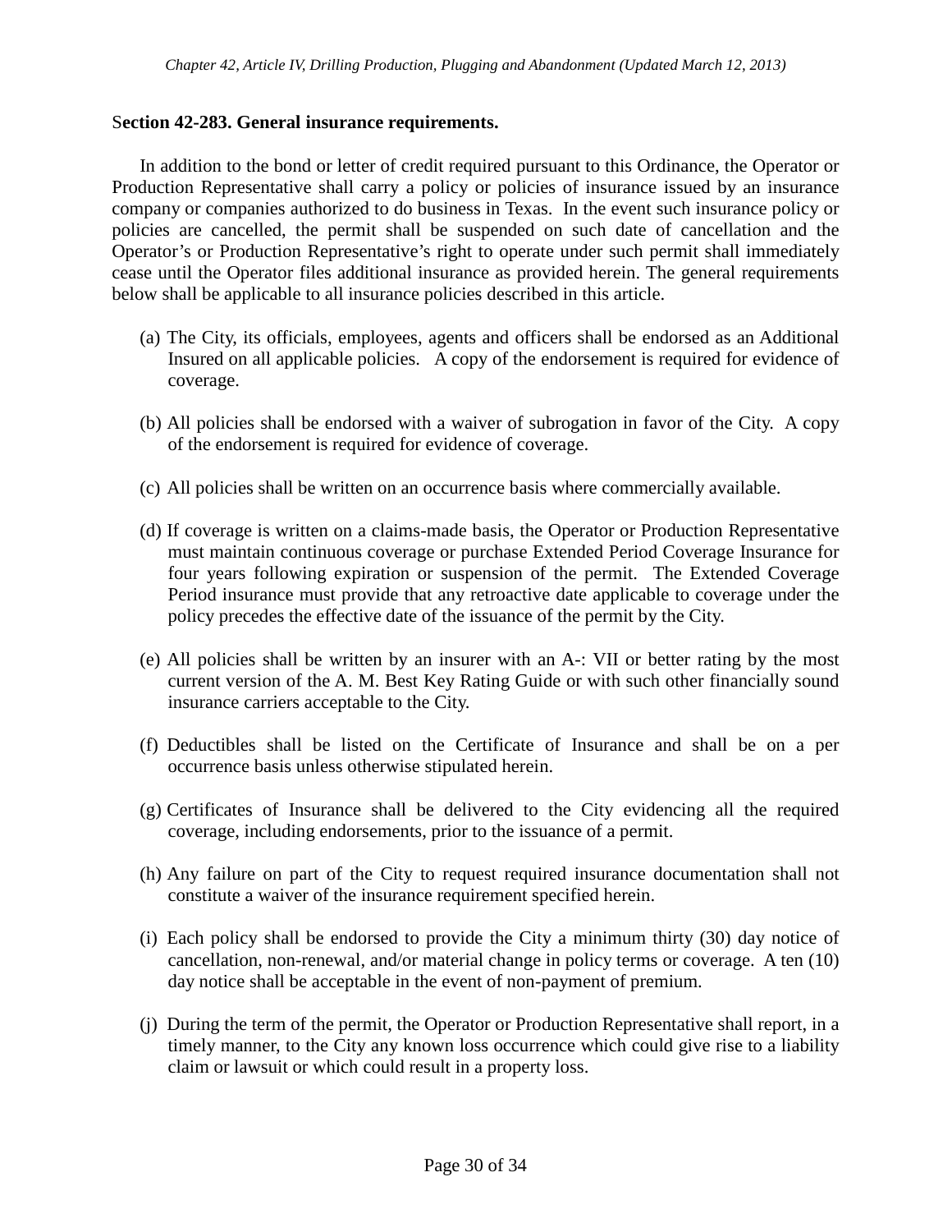**Section 42-283. General insurance requirements.**

In addition to the bond or letter of credit required pursuant to this Ordinance, the Operator or Production Representative shall carry a policy or policies of insurance issued by an insurance company or companies authorized to do business in Texas. In the event such insurance policy or policies are cancelled, the permit shall be suspended on such date of cancellation and the Operator's or Production Representative's right to operate under such permit shall immediately cease until the Operator files additional insurance as provided herein. The general requirements below shall be applicable to all insurance policies described in this article.

(a) The City, its officials, employees, agents and officers shall be endorsed as an Additional Insured on all applicable policies. A copy of the endorsement is required for evidence of coverage.

(b) All policies shall be endorsed with a waiver of subrogation in favor of the City. A copy of the endorsement is required for evidence of coverage.

(c) All policies shall be written on an occurrence basis where commercially available.

(d) If coverage is written on a claims-made basis, the Operator or Production Representative must maintain continuous coverage or purchase Extended Period Coverage Insurance for four years following expiration or suspension of the permit. The Extended Coverage Period insurance must provide that any retroactive date applicable to coverage under the policy precedes the effective date of the issuance of the permit by the City.

(e) All policies shall be written by an insurer with an A-: VII or better rating by the most current version of the A. M. Best Key Rating Guide or with such other financially sound insurance carriers acceptable to the City.

(f) Deductibles shall be listed on the Certificate of Insurance and shall be on a per occurrence basis unless otherwise stipulated herein.

(g) Certificates of Insurance shall be delivered to the City evidencing all the required coverage, including endorsements, prior to the issuance of a permit.

(h) Any failure on part of the City to request required insurance documentation shall not constitute a waiver of the insurance requirement specified herein.

(i) Each policy shall be endorsed to provide the City a minimum thirty (30) day notice of cancellation, non-renewal, and/or material change in policy terms or coverage. A ten (10) day notice shall be acceptable in the event of non-payment of premium.

(j) During the term of the permit, the Operator or Production Representative shall report, in a timely manner, to the City any known loss occurrence which could give rise to a liability claim or lawsuit or which could result in a property loss.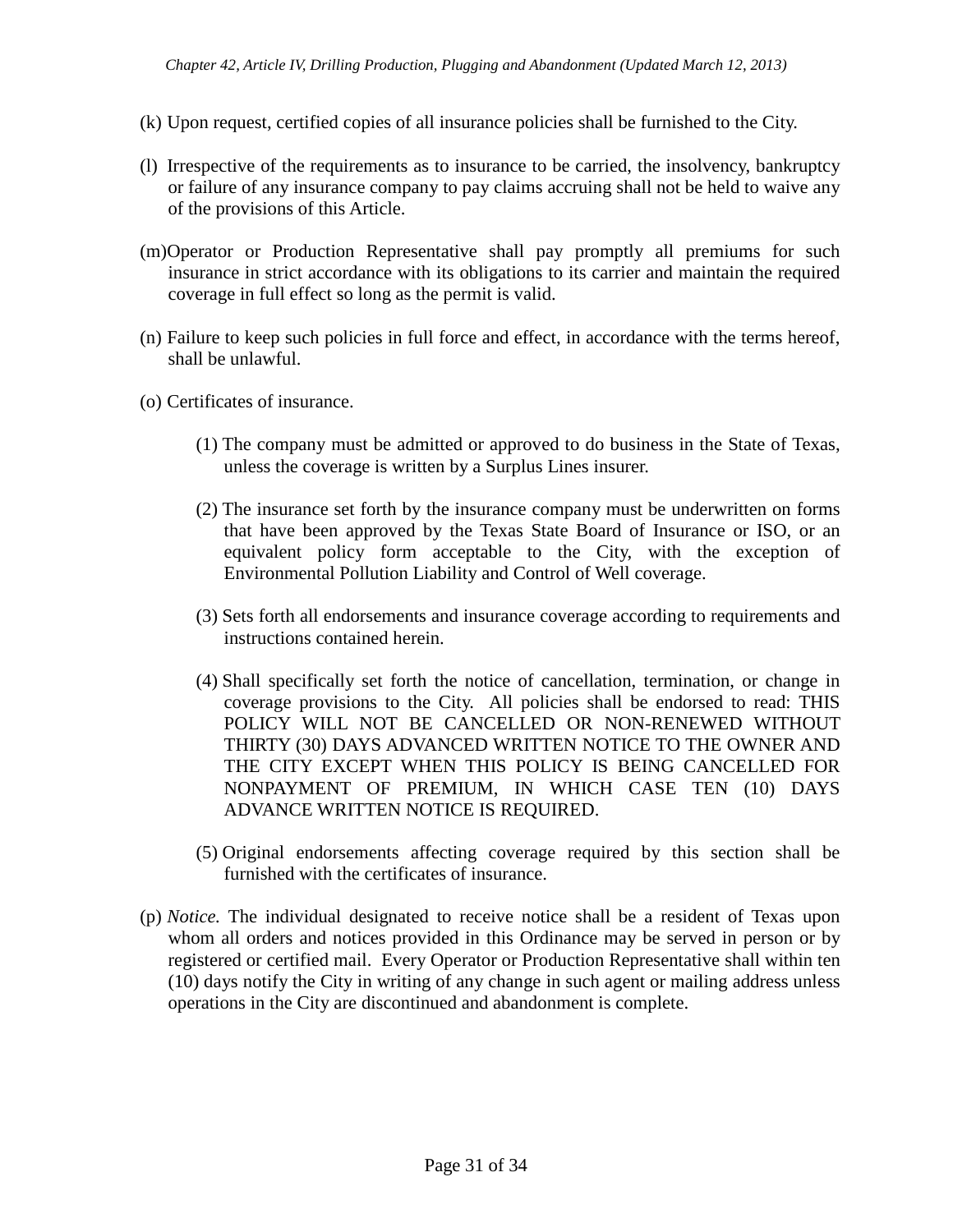(k) Upon request, certified copies of all insurance policies shall be furnished to the City.

(l) Irrespective of the requirements as to insurance to be carried, the insolvency, bankruptcy or failure of any insurance company to pay claims accruing shall not be held to waive any of the provisions of this Article.

(m) Operator or Production Representative shall pay promptly all premiums for such insurance in strict accordance with its obligations to its carrier and maintain the required coverage in full effect so long as the permit is valid.

(n) Failure to keep such policies in full force and effect, in accordance with the terms hereof, shall be unlawful.

(o) Certificates of insurance.

(1) The company must be admitted or approved to do business in the State of Texas, unless the coverage is written by a Surplus Lines insurer.

(2) The insurance set forth by the insurance company must be underwritten on forms that have been approved by the Texas State Board of Insurance or ISO, or an equivalent policy form acceptable to the City, with the exception of Environmental Pollution Liability and Control of Well coverage.

(3) Sets forth all endorsements and insurance coverage according to requirements and instructions contained herein.

(4) Shall specifically set forth the notice of cancellation, termination, or change in coverage provisions to the City. All policies shall be endorsed to read: THIS POLICY WILL NOT BE CANCELLED OR NON-RENEWED WITHOUT THIRTY (30) DAYS ADVANCED WRITTEN NOTICE TO THE OWNER AND THE CITY EXCEPT WHEN THIS POLICY IS BEING CANCELLED FOR NONPAYMENT OF PREMIUM, IN WHICH CASE TEN (10) DAYS ADVANCE WRITTEN NOTICE IS REQUIRED.

(5) Original endorsements affecting coverage required by this section shall be furnished with the certificates of insurance.

(p) *Notice.* The individual designated to receive notice shall be a resident of Texas upon whom all orders and notices provided in this Ordinance may be served in person or by registered or certified mail. Every Operator or Production Representative shall within ten (10) days notify the City in writing of any change in such agent or mailing address unless operations in the City are discontinued and abandonment is complete.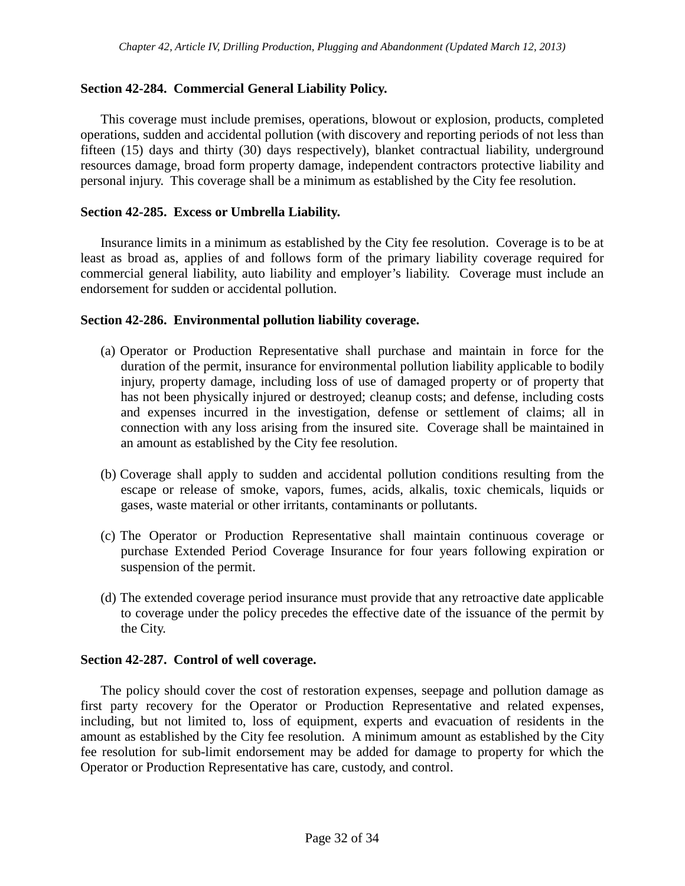### Section 42-284. Commercial General Liability Policy.

This coverage must include premises, operations, blowout or explosion, products, completed operations, sudden and accidental pollution (with discovery and reporting periods of not less than fifteen (15) days and thirty (30) days respectively), blanket contractual liability, underground resources damage, broad form property damage, independent contractors protective liability and personal injury. This coverage shall be a minimum as established by the City fee resolution.

### Section 42-285. Excess or Umbrella Liability.

Insurance limits in a minimum as established by the City fee resolution. Coverage is to be at least as broad as, applies of and follows form of the primary liability coverage required for commercial general liability, auto liability and employer's liability. Coverage must include an endorsement for sudden or accidental pollution.

### Section 42-286. Environmental pollution liability coverage.

(a) Operator or Production Representative shall purchase and maintain in force for the duration of the permit, insurance for environmental pollution liability applicable to bodily injury, property damage, including loss of use of damaged property or of property that has not been physically injured or destroyed; cleanup costs; and defense, including costs and expenses incurred in the investigation, defense or settlement of claims; all in connection with any loss arising from the insured site. Coverage shall be maintained in an amount as established by the City fee resolution.

(b) Coverage shall apply to sudden and accidental pollution conditions resulting from the escape or release of smoke, vapors, fumes, acids, alkalis, toxic chemicals, liquids or gases, waste material or other irritants, contaminants or pollutants.

(c) The Operator or Production Representative shall maintain continuous coverage or purchase Extended Period Coverage Insurance for four years following expiration or suspension of the permit.

(d) The extended coverage period insurance must provide that any retroactive date applicable to coverage under the policy precedes the effective date of the issuance of the permit by the City.

### Section 42-287. Control of well coverage.

The policy should cover the cost of restoration expenses, seepage and pollution damage as first party recovery for the Operator or Production Representative and related expenses, including, but not limited to, loss of equipment, experts and evacuation of residents in the amount as established by the City fee resolution. A minimum amount as established by the City fee resolution for sub-limit endorsement may be added for damage to property for which the Operator or Production Representative has care, custody, and control.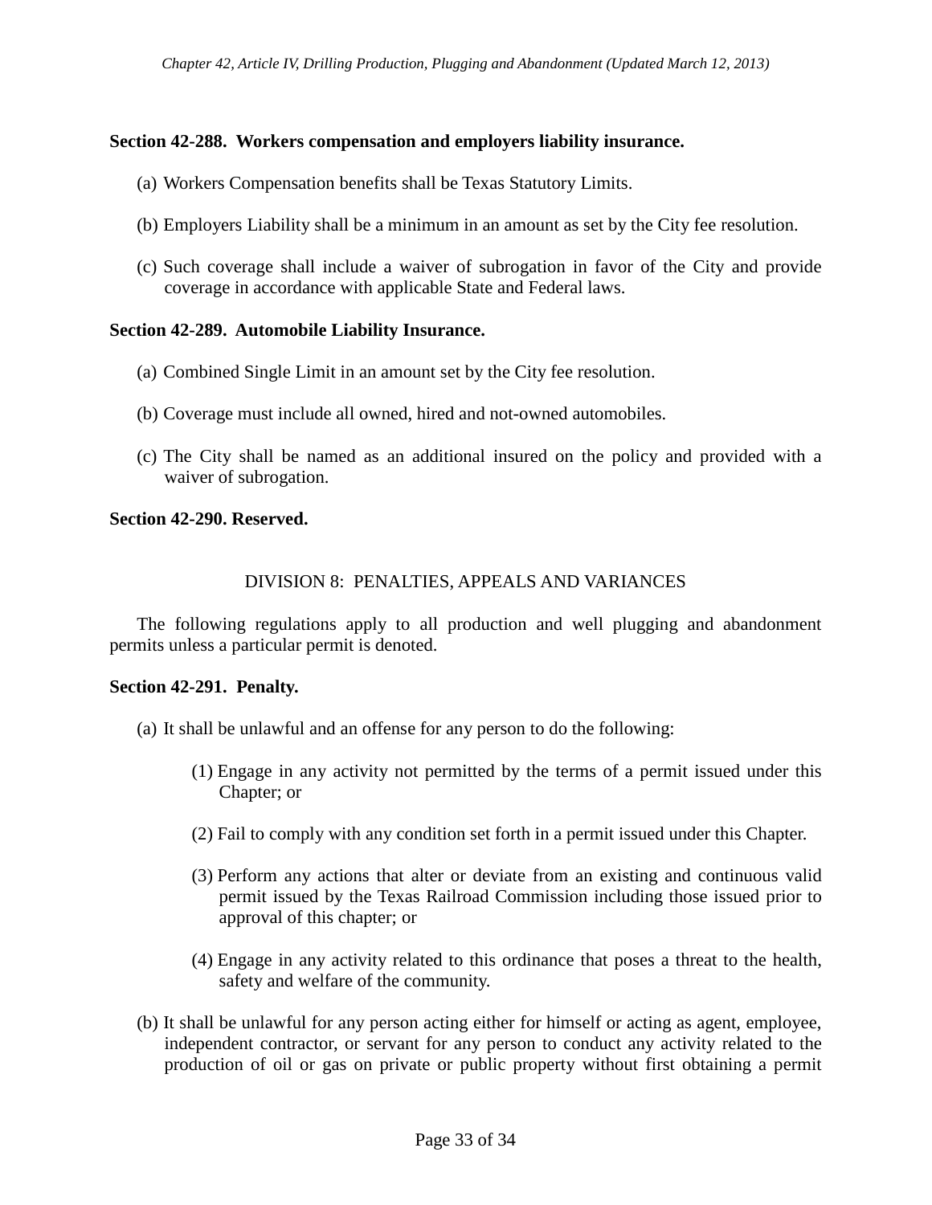**Section 42-288. Workers compensation and employers liability insurance.**

(a) Workers Compensation benefits shall be Texas Statutory Limits.

(b) Employers Liability shall be a minimum in an amount as set by the City fee resolution.

(c) Such coverage shall include a waiver of subrogation in favor of the City and provide coverage in accordance with applicable State and Federal laws.

**Section 42-289. Automobile Liability Insurance.**

(a) Combined Single Limit in an amount set by the City fee resolution.

(b) Coverage must include all owned, hired and not-owned automobiles.

(c) The City shall be named as an additional insured on the policy and provided with a waiver of subrogation.

**Section 42-290. Reserved.**

## DIVISION 8: PENALTIES, APPEALS AND VARIANCES

The following regulations apply to all production and well plugging and abandonment permits unless a particular permit is denoted.

**Section 42-291. Penalty.**

(a) It shall be unlawful and an offense for any person to do the following:

(1) Engage in any activity not permitted by the terms of a permit issued under this Chapter; or

(2) Fail to comply with any condition set forth in a permit issued under this Chapter.

(3) Perform any actions that alter or deviate from an existing and continuous valid permit issued by the Texas Railroad Commission including those issued prior to approval of this chapter; or

(4) Engage in any activity related to this ordinance that poses a threat to the health, safety and welfare of the community.

(b) It shall be unlawful for any person acting either for himself or acting as agent, employee, independent contractor, or servant for any person to conduct any activity related to the production of oil or gas on private or public property without first obtaining a permit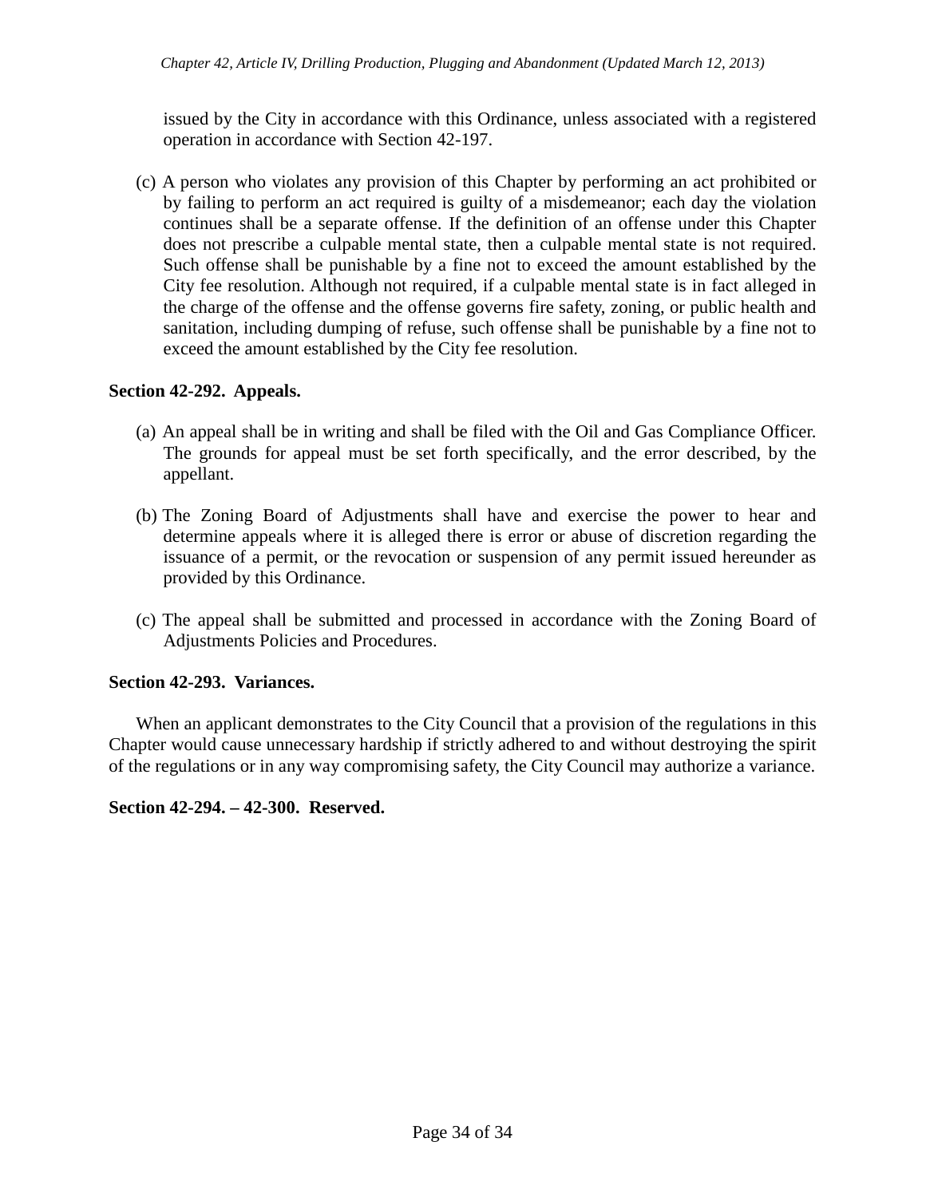issued by the City in accordance with this Ordinance, unless associated with a registered operation in accordance with Section 42-197.

(c) A person who violates any provision of this Chapter by performing an act prohibited or by failing to perform an act required is guilty of a misdemeanor; each day the violation continues shall be a separate offense. If the definition of an offense under this Chapter does not prescribe a culpable mental state, then a culpable mental state is not required. Such offense shall be punishable by a fine not to exceed the amount established by the City fee resolution. Although not required, if a culpable mental state is in fact alleged in the charge of the offense and the offense governs fire safety, zoning, or public health and sanitation, including dumping of refuse, such offense shall be punishable by a fine not to exceed the amount established by the City fee resolution.

**Section 42-292. Appeals.**

(a) An appeal shall be in writing and shall be filed with the Oil and Gas Compliance Officer. The grounds for appeal must be set forth specifically, and the error described, by the appellant.

(b) The Zoning Board of Adjustments shall have and exercise the power to hear and determine appeals where it is alleged there is error or abuse of discretion regarding the issuance of a permit, or the revocation or suspension of any permit issued hereunder as provided by this Ordinance.

(c) The appeal shall be submitted and processed in accordance with the Zoning Board of Adjustments Policies and Procedures.

**Section 42-293. Variances.**

When an applicant demonstrates to the City Council that a provision of the regulations in this Chapter would cause unnecessary hardship if strictly adhered to and without destroying the spirit of the regulations or in any way compromising safety, the City Council may authorize a variance.

**Section 42-294. – 42-300. Reserved.**